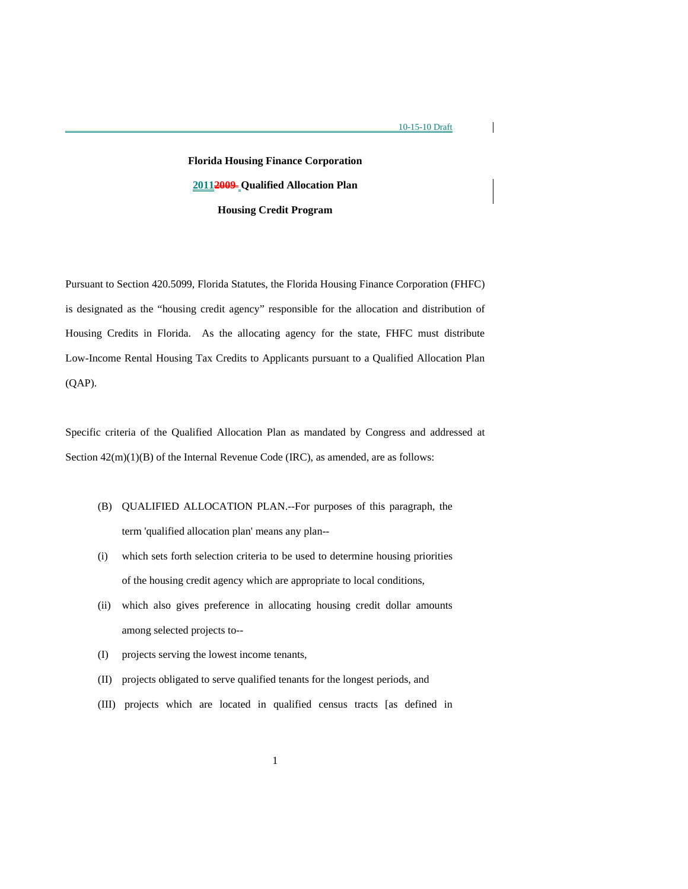10-15-10 Draft

**Florida Housing Finance Corporation**

**2011~~2009~~ Qualified Allocation Plan**

**Housing Credit Program**

Pursuant to Section 420.5099, Florida Statutes, the Florida Housing Finance Corporation (FHFC) is designated as the "housing credit agency" responsible for the allocation and distribution of Housing Credits in Florida. As the allocating agency for the state, FHFC must distribute Low-Income Rental Housing Tax Credits to Applicants pursuant to a Qualified Allocation Plan (QAP).

Specific criteria of the Qualified Allocation Plan as mandated by Congress and addressed at Section 42(m)(1)(B) of the Internal Revenue Code (IRC), as amended, are as follows:

(B) QUALIFIED ALLOCATION PLAN.--For purposes of this paragraph, the term 'qualified allocation plan' means any plan--

(i) which sets forth selection criteria to be used to determine housing priorities of the housing credit agency which are appropriate to local conditions,

(ii) which also gives preference in allocating housing credit dollar amounts among selected projects to--

(I) projects serving the lowest income tenants,

(II) projects obligated to serve qualified tenants for the longest periods, and

(III) projects which are located in qualified census tracts [as defined in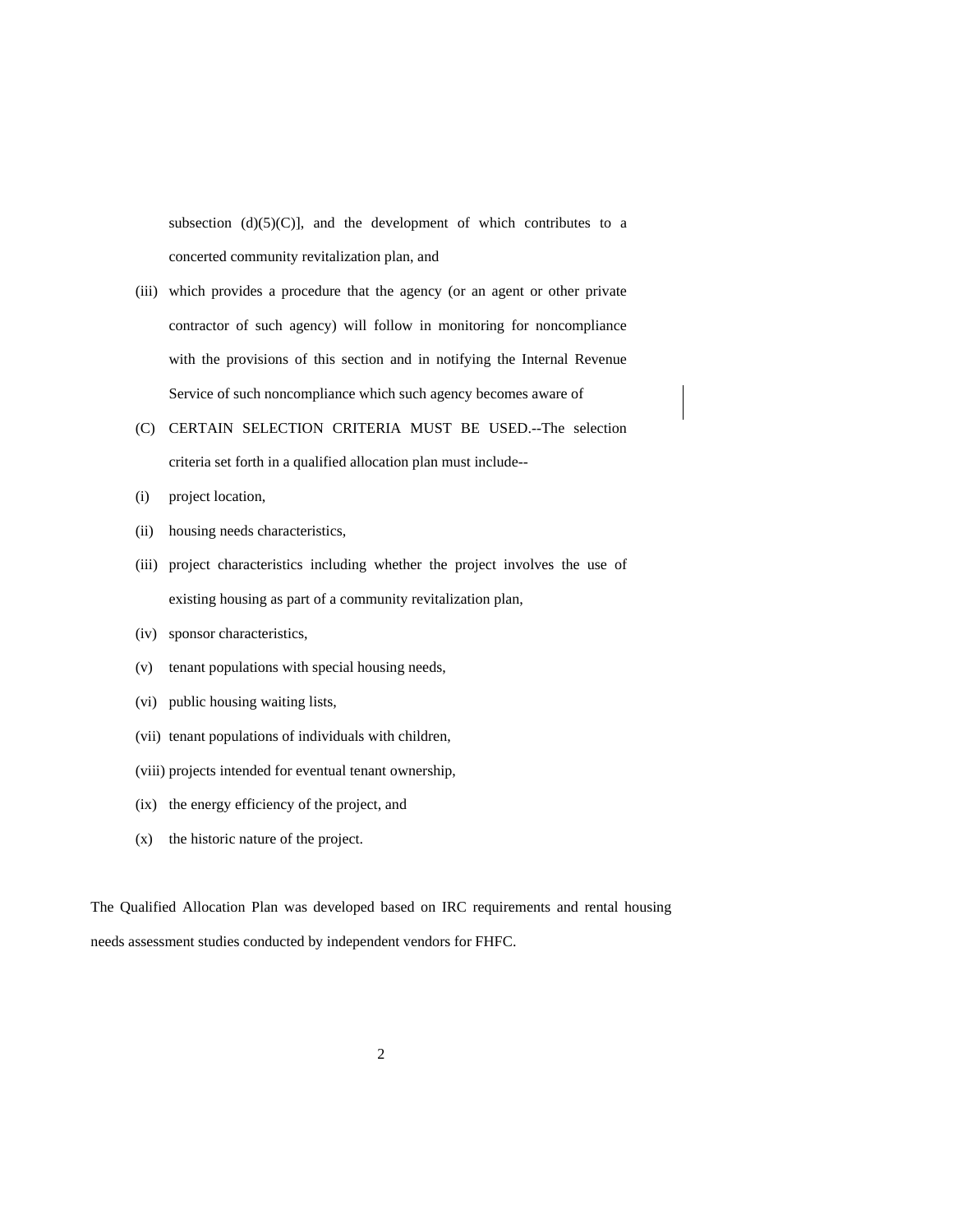subsection (d)(5)(C)], and the development of which contributes to a concerted community revitalization plan, and

(iii) which provides a procedure that the agency (or an agent or other private contractor of such agency) will follow in monitoring for noncompliance with the provisions of this section and in notifying the Internal Revenue Service of such noncompliance which such agency becomes aware of

(C) CERTAIN SELECTION CRITERIA MUST BE USED.--The selection criteria set forth in a qualified allocation plan must include--

(i) project location,

(ii) housing needs characteristics,

(iii) project characteristics including whether the project involves the use of existing housing as part of a community revitalization plan,

(iv) sponsor characteristics,

(v) tenant populations with special housing needs,

(vi) public housing waiting lists,

(vii) tenant populations of individuals with children,

(viii) projects intended for eventual tenant ownership,

(ix) the energy efficiency of the project, and

(x) the historic nature of the project.

The Qualified Allocation Plan was developed based on IRC requirements and rental housing needs assessment studies conducted by independent vendors for FHFC.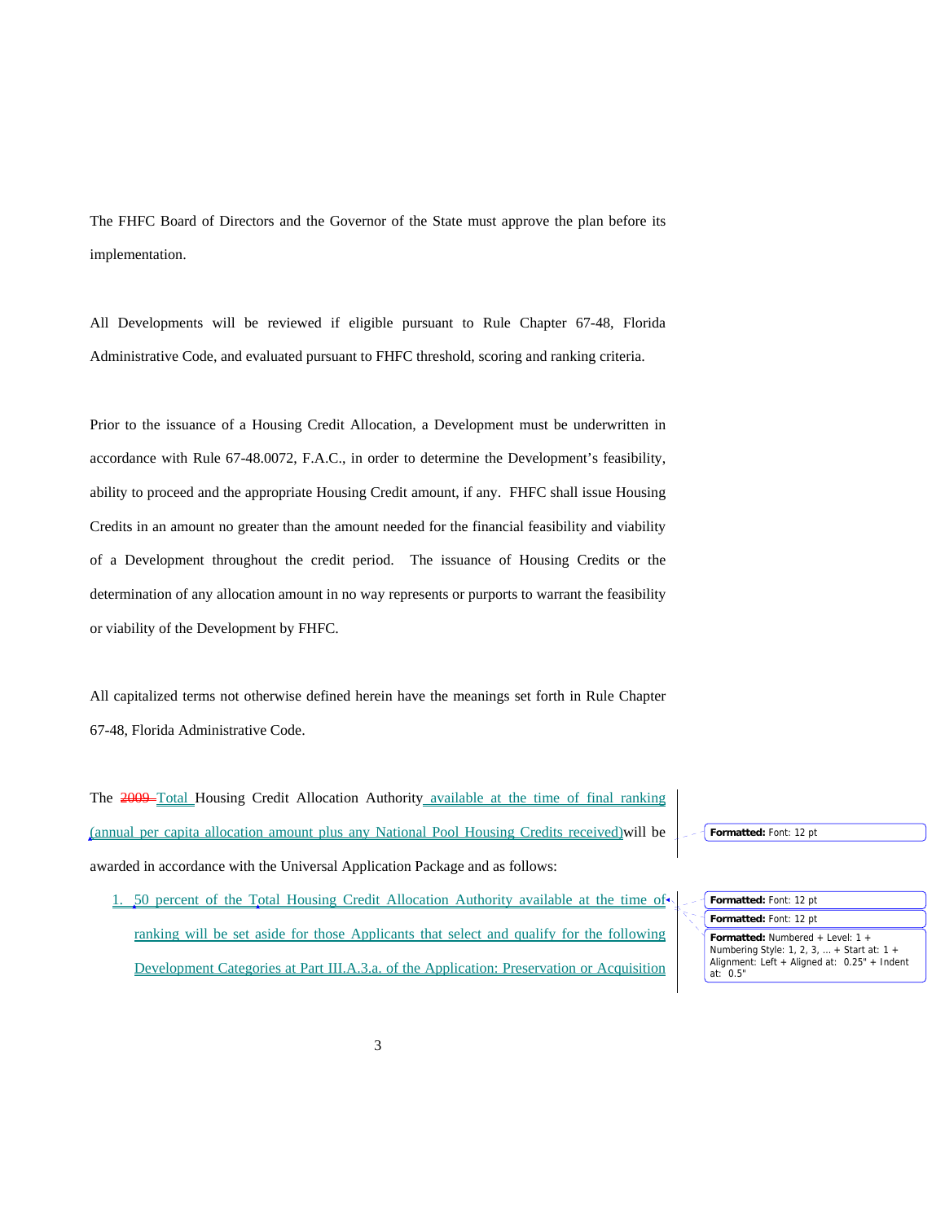The FHFC Board of Directors and the Governor of the State must approve the plan before its implementation.

All Developments will be reviewed if eligible pursuant to Rule Chapter 67-48, Florida Administrative Code, and evaluated pursuant to FHFC threshold, scoring and ranking criteria.

Prior to the issuance of a Housing Credit Allocation, a Development must be underwritten in accordance with Rule 67-48.0072, F.A.C., in order to determine the Development's feasibility, ability to proceed and the appropriate Housing Credit amount, if any. FHFC shall issue Housing Credits in an amount no greater than the amount needed for the financial feasibility and viability of a Development throughout the credit period. The issuance of Housing Credits or the determination of any allocation amount in no way represents or purports to warrant the feasibility or viability of the Development by FHFC.

All capitalized terms not otherwise defined herein have the meanings set forth in Rule Chapter 67-48, Florida Administrative Code.

The ~~2009~~ Total Housing Credit Allocation Authority available at the time of final ranking (annual per capita allocation amount plus any National Pool Housing Credits received) will be awarded in accordance with the Universal Application Package and as follows:

1. 50 percent of the Total Housing Credit Allocation Authority available at the time of ranking will be set aside for those Applicants that select and qualify for the following Development Categories at Part III.A.3.a. of the Application: Preservation or Acquisition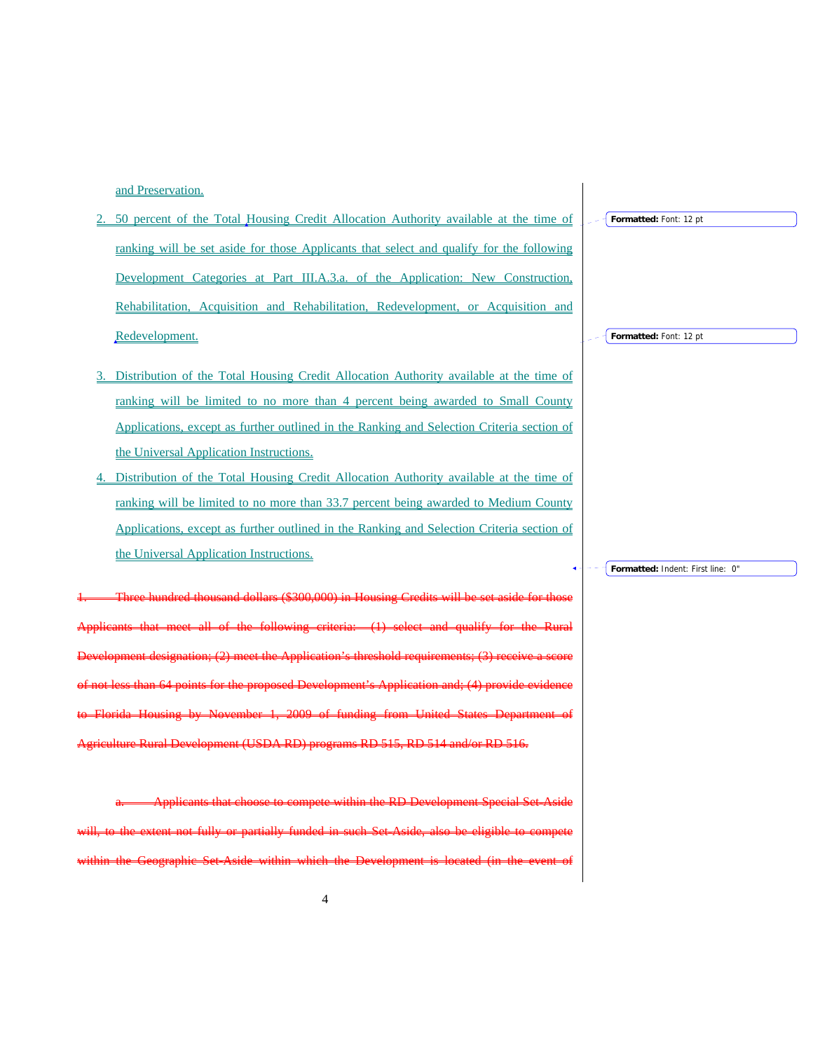and Preservation.

2. 50 percent of the Total Housing Credit Allocation Authority available at the time of ranking will be set aside for those Applicants that select and qualify for the following Development Categories at Part III.A.3.a. of the Application: New Construction, Rehabilitation, Acquisition and Rehabilitation, Redevelopment, or Acquisition and Redevelopment.

3. Distribution of the Total Housing Credit Allocation Authority available at the time of ranking will be limited to no more than 4 percent being awarded to Small County Applications, except as further outlined in the Ranking and Selection Criteria section of the Universal Application Instructions.

4. Distribution of the Total Housing Credit Allocation Authority available at the time of ranking will be limited to no more than 33.7 percent being awarded to Medium County Applications, except as further outlined in the Ranking and Selection Criteria section of the Universal Application Instructions.

~~1. Three hundred thousand dollars ($300,000) in Housing Credits will be set aside for those Applicants that meet all of the following criteria: (1) select and qualify for the Rural Development designation; (2) meet the Application's threshold requirements; (3) receive a score of not less than 64 points for the proposed Development's Application and; (4) provide evidence to Florida Housing by November 1, 2009 of funding from United States Department of Agriculture Rural Development (USDA RD) programs RD 515, RD 514 and/or RD 516.~~

~~a. Applicants that choose to compete within the RD Development Special Set-Aside will, to the extent not fully or partially funded in such Set-Aside, also be eligible to compete within the Geographic Set-Aside within which the Development is located (in the event of~~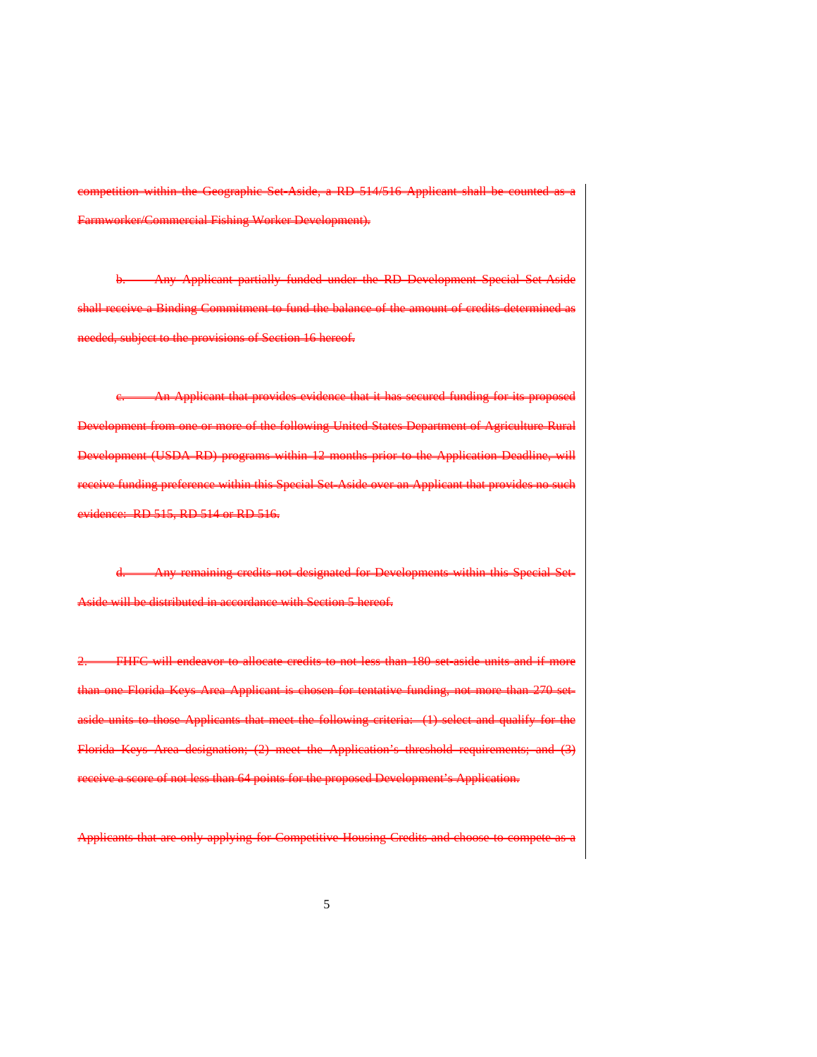~~competition within the Geographic Set-Aside, a RD 514/516 Applicant shall be counted as a Farmworker/Commercial Fishing Worker Development).~~

~~b. Any Applicant partially funded under the RD Development Special Set Aside shall receive a Binding Commitment to fund the balance of the amount of credits determined as needed, subject to the provisions of Section 16 hereof.~~

~~c. An Applicant that provides evidence that it has secured funding for its proposed Development from one or more of the following United States Department of Agriculture Rural Development (USDA RD) programs within 12 months prior to the Application Deadline, will receive funding preference within this Special Set-Aside over an Applicant that provides no such evidence: RD 515, RD 514 or RD 516.~~

~~d. Any remaining credits not designated for Developments within this Special Set-Aside will be distributed in accordance with Section 5 hereof.~~

~~2. FHFC will endeavor to allocate credits to not less than 180 set-aside units and if more than one Florida Keys Area Applicant is chosen for tentative funding, not more than 270 set-aside units to those Applicants that meet the following criteria: (1) select and qualify for the Florida Keys Area designation; (2) meet the Application's threshold requirements; and (3) receive a score of not less than 64 points for the proposed Development's Application.~~

~~Applicants that are only applying for Competitive Housing Credits and choose to compete as a~~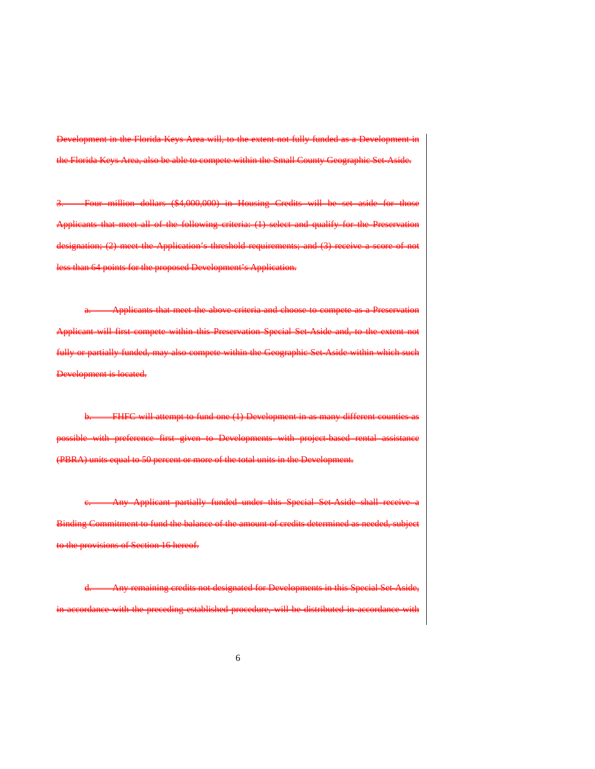~~Development in the Florida Keys Area will, to the extent not fully funded as a Development in the Florida Keys Area, also be able to compete within the Small County Geographic Set-Aside.~~

~~3. Four million dollars ($4,000,000) in Housing Credits will be set aside for those Applicants that meet all of the following criteria: (1) select and qualify for the Preservation designation; (2) meet the Application's threshold requirements; and (3) receive a score of not less than 64 points for the proposed Development's Application.~~

~~a. Applicants that meet the above criteria and choose to compete as a Preservation Applicant will first compete within this Preservation Special Set-Aside and, to the extent not fully or partially funded, may also compete within the Geographic Set-Aside within which such Development is located.~~

~~b. FHFC will attempt to fund one (1) Development in as many different counties as possible with preference first given to Developments with project-based rental assistance (PBRA) units equal to 50 percent or more of the total units in the Development.~~

~~c. Any Applicant partially funded under this Special Set-Aside shall receive a Binding Commitment to fund the balance of the amount of credits determined as needed, subject to the provisions of Section 16 hereof.~~

~~d. Any remaining credits not designated for Developments in this Special Set-Aside, in accordance with the preceding established procedure, will be distributed in accordance with~~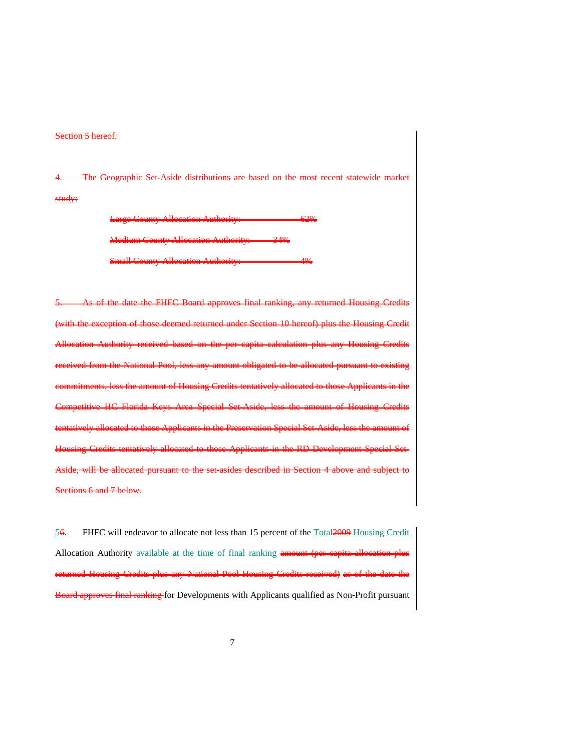~~Section 5 hereof.~~

~~4. The Geographic Set-Aside distributions are based on the most recent statewide market study:~~

~~Large County Allocation Authority: 62%~~

~~Medium County Allocation Authority: 34%~~

~~Small County Allocation Authority: 4%~~

~~5. As of the date the FHFC Board approves final ranking, any returned Housing Credits (with the exception of those deemed returned under Section 10 hereof) plus the Housing Credit Allocation Authority received based on the per capita calculation plus any Housing Credits received from the National Pool, less any amount obligated to be allocated pursuant to existing commitments, less the amount of Housing Credits tentatively allocated to those Applicants in the Competitive HC Florida Keys Area Special Set-Aside, less the amount of Housing Credits tentatively allocated to those Applicants in the Preservation Special Set-Aside, less the amount of Housing Credits tentatively allocated to those Applicants in the RD Development Special Set-Aside, will be allocated pursuant to the set-asides described in Section 4 above and subject to Sections 6 and 7 below.~~

<u>5</u>~~6~~. FHFC will endeavor to allocate not less than 15 percent of the <u>Total</u>~~2009~~ <u>Housing Credit</u> Allocation Authority <u>available at the time of final ranking</u> ~~amount (per capita allocation plus returned Housing Credits plus any National Pool Housing Credits received) as of the date the Board approves final ranking~~ for Developments with Applicants qualified as Non-Profit pursuant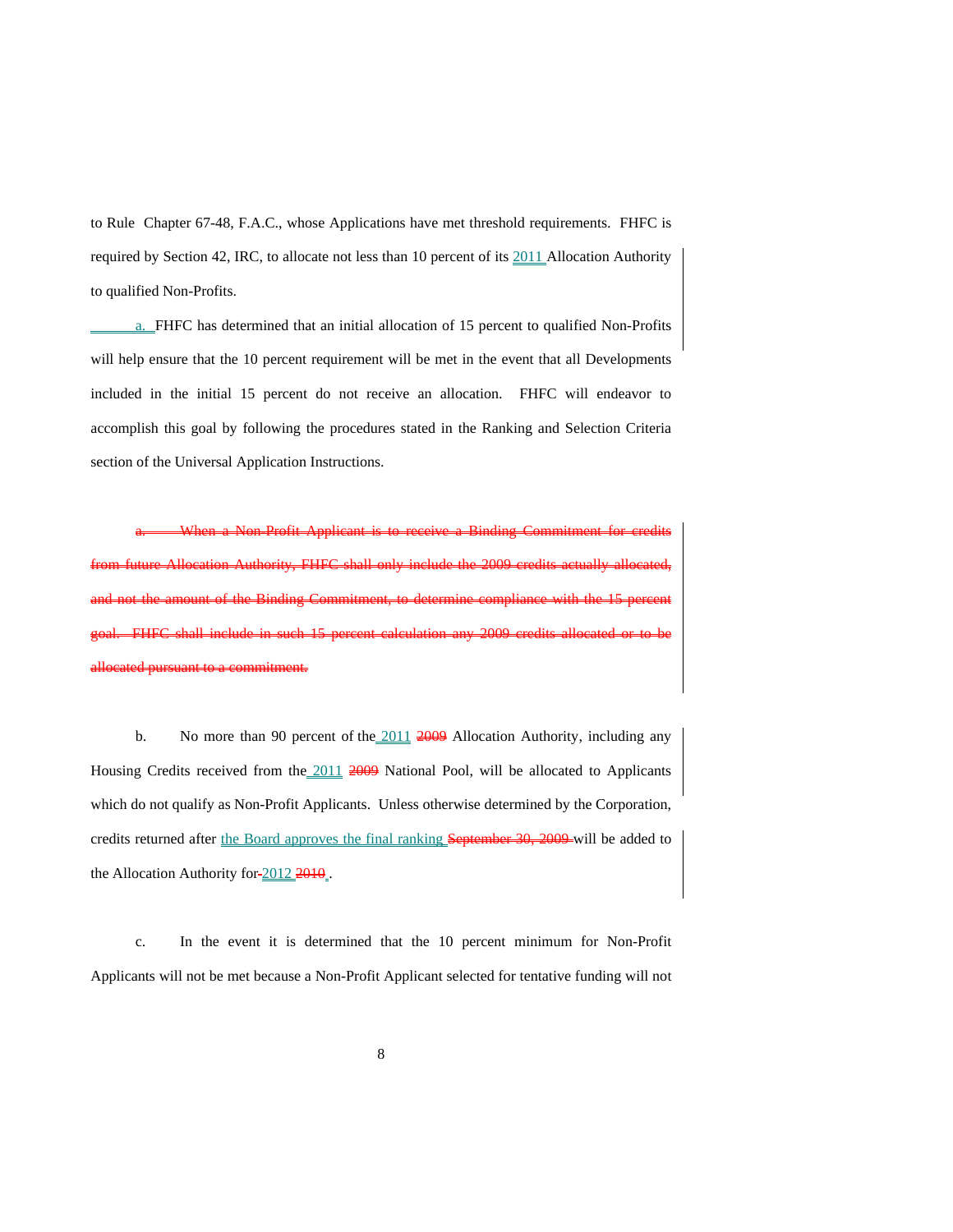to Rule Chapter 67-48, F.A.C., whose Applications have met threshold requirements. FHFC is required by Section 42, IRC, to allocate not less than 10 percent of its 2011 Allocation Authority to qualified Non-Profits.

a. FHFC has determined that an initial allocation of 15 percent to qualified Non-Profits will help ensure that the 10 percent requirement will be met in the event that all Developments included in the initial 15 percent do not receive an allocation. FHFC will endeavor to accomplish this goal by following the procedures stated in the Ranking and Selection Criteria section of the Universal Application Instructions.

~~a. When a Non-Profit Applicant is to receive a Binding Commitment for credits from future Allocation Authority, FHFC shall only include the 2009 credits actually allocated, and not the amount of the Binding Commitment, to determine compliance with the 15 percent goal. FHFC shall include in such 15 percent calculation any 2009 credits allocated or to be allocated pursuant to a commitment.~~

b. No more than 90 percent of the 2011 ~~2009~~ Allocation Authority, including any Housing Credits received from the 2011 ~~2009~~ National Pool, will be allocated to Applicants which do not qualify as Non-Profit Applicants. Unless otherwise determined by the Corporation, credits returned after the Board approves the final ranking ~~September 30, 2009~~ will be added to the Allocation Authority for 2012 ~~2010~~.

c. In the event it is determined that the 10 percent minimum for Non-Profit Applicants will not be met because a Non-Profit Applicant selected for tentative funding will not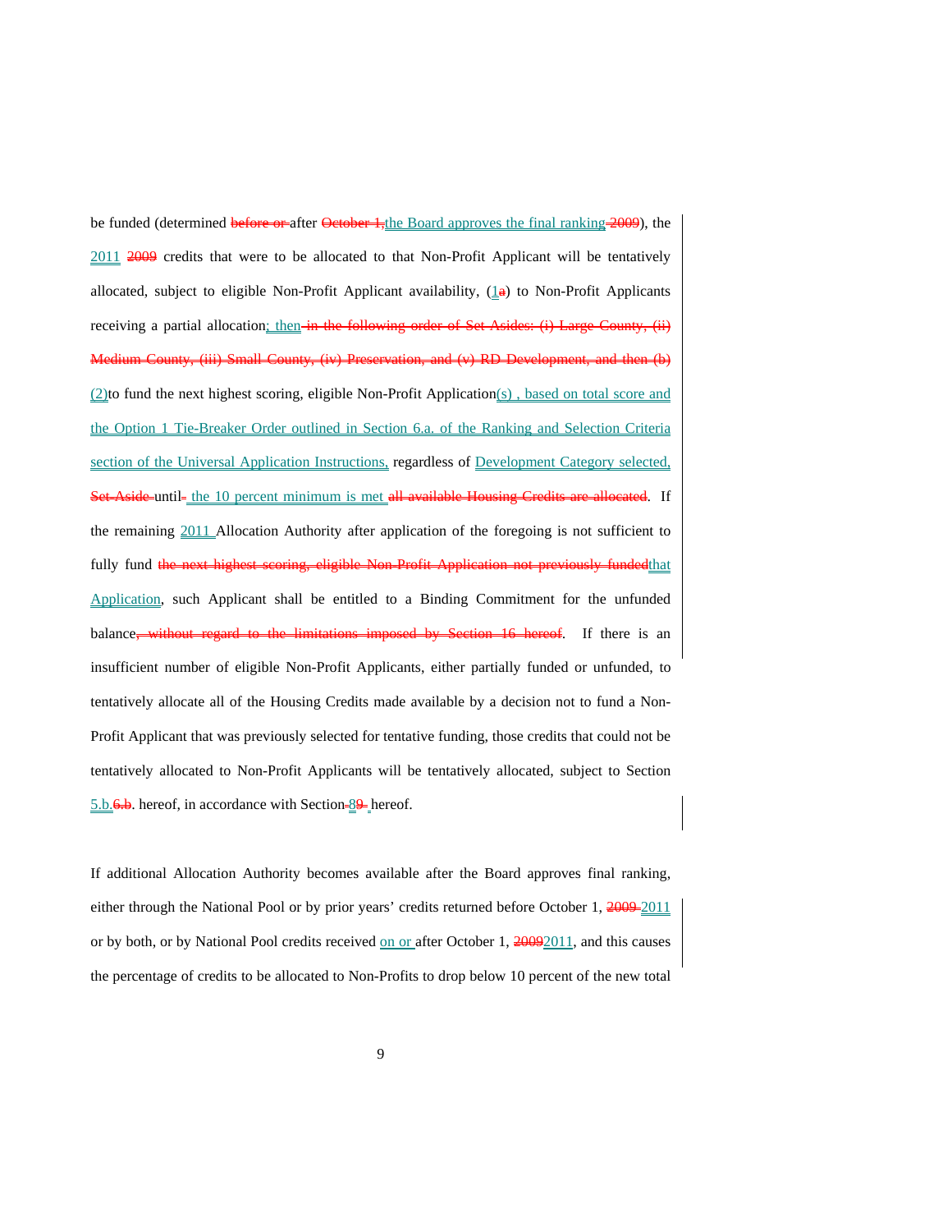be funded (determined ~~before or~~ after ~~October 1,~~the Board approves the final ranking ~~2009~~), the 2011 ~~2009~~ credits that were to be allocated to that Non-Profit Applicant will be tentatively allocated, subject to eligible Non-Profit Applicant availability, (1~~a~~) to Non-Profit Applicants receiving a partial allocation; then ~~in the following order of Set-Asides: (i) Large County, (ii) Medium County, (iii) Small County, (iv) Preservation, and (v) RD Development, and then (b)~~ (2)to fund the next highest scoring, eligible Non-Profit Application(s) , based on total score and the Option 1 Tie-Breaker Order outlined in Section 6.a. of the Ranking and Selection Criteria section of the Universal Application Instructions, regardless of Development Category selected, ~~Set-Aside~~ until the 10 percent minimum is met ~~all available Housing Credits are allocated~~. If the remaining 2011 Allocation Authority after application of the foregoing is not sufficient to fully fund ~~the next highest scoring, eligible Non-Profit Application not previously funded~~that Application, such Applicant shall be entitled to a Binding Commitment for the unfunded balance~~, without regard to the limitations imposed by Section 16 hereof~~. If there is an insufficient number of eligible Non-Profit Applicants, either partially funded or unfunded, to tentatively allocate all of the Housing Credits made available by a decision not to fund a Non-Profit Applicant that was previously selected for tentative funding, those credits that could not be tentatively allocated to Non-Profit Applicants will be tentatively allocated, subject to Section 5.b.~~6.b~~. hereof, in accordance with Section 8~~9~~ hereof.

If additional Allocation Authority becomes available after the Board approves final ranking, either through the National Pool or by prior years' credits returned before October 1, ~~2009~~ 2011 or by both, or by National Pool credits received on or after October 1, ~~2009~~2011, and this causes the percentage of credits to be allocated to Non-Profits to drop below 10 percent of the new total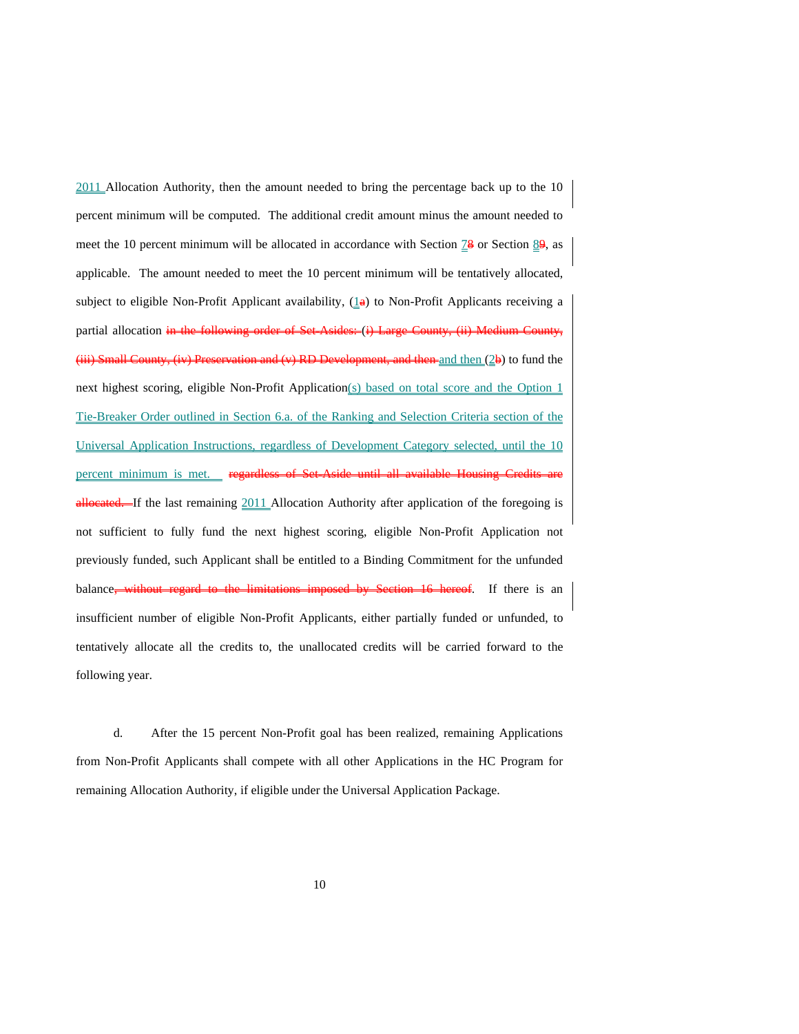2011 Allocation Authority, then the amount needed to bring the percentage back up to the 10 percent minimum will be computed. The additional credit amount minus the amount needed to meet the 10 percent minimum will be allocated in accordance with Section ~~8~~ 7 or Section ~~9~~ 8, as applicable. The amount needed to meet the 10 percent minimum will be tentatively allocated, subject to eligible Non-Profit Applicant availability, (~~a~~ 1) to Non-Profit Applicants receiving a partial allocation ~~in the following order of Set-Asides: (i) Large County, (ii) Medium County, (iii) Small County, (iv) Preservation and (v) RD Development, and then~~ and then (~~b~~ 2) to fund the next highest scoring, eligible Non-Profit Application(s) based on total score and the Option 1 Tie-Breaker Order outlined in Section 6.a. of the Ranking and Selection Criteria section of the Universal Application Instructions, regardless of Development Category selected, until the 10 percent minimum is met. ~~regardless of Set-Aside until all available Housing Credits are allocated.~~ If the last remaining 2011 Allocation Authority after application of the foregoing is not sufficient to fully fund the next highest scoring, eligible Non-Profit Application not previously funded, such Applicant shall be entitled to a Binding Commitment for the unfunded balance~~, without regard to the limitations imposed by Section 16 hereof~~. If there is an insufficient number of eligible Non-Profit Applicants, either partially funded or unfunded, to tentatively allocate all the credits to, the unallocated credits will be carried forward to the following year.

d. After the 15 percent Non-Profit goal has been realized, remaining Applications from Non-Profit Applicants shall compete with all other Applications in the HC Program for remaining Allocation Authority, if eligible under the Universal Application Package.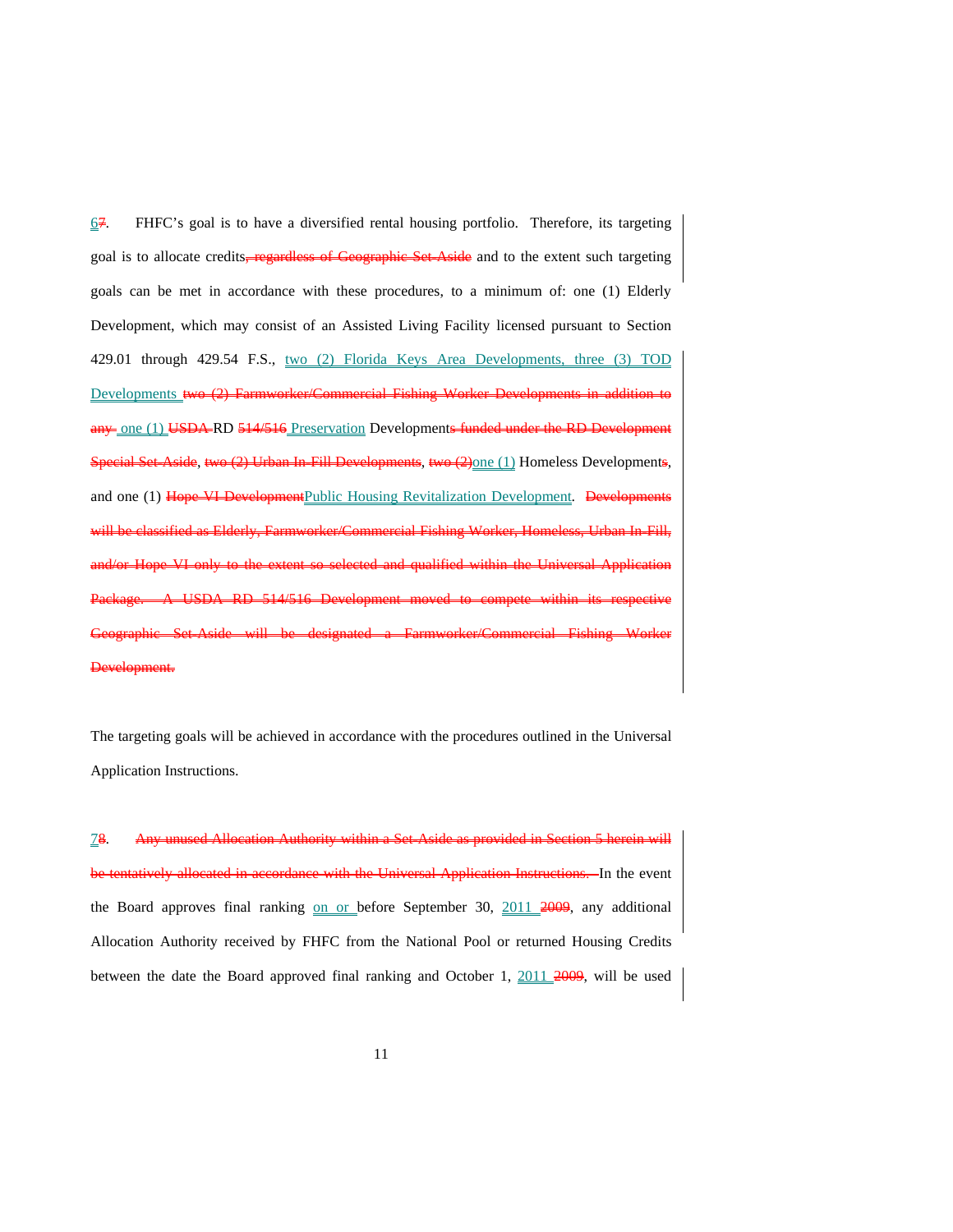<u>6</u>~~7~~. FHFC's goal is to have a diversified rental housing portfolio. Therefore, its targeting goal is to allocate credits~~, regardless of Geographic Set-Aside~~ and to the extent such targeting goals can be met in accordance with these procedures, to a minimum of: one (1) Elderly Development, which may consist of an Assisted Living Facility licensed pursuant to Section 429.01 through 429.54 F.S., <u>two (2) Florida Keys Area Developments, three (3) TOD Developments</u> ~~two (2) Farmworker/Commercial Fishing Worker Developments in addition to any~~ <u>one (1)</u> ~~USDA~~ RD ~~514/516~~ <u>Preservation</u> Development~~s funded under the RD Development Special Set-Aside~~, ~~two (2) Urban In-Fill Developments~~, ~~two (2)~~<u>one (1)</u> Homeless Development~~s~~, and one (1) ~~Hope VI Development~~<u>Public Housing Revitalization Development</u>. ~~Developments will be classified as Elderly, Farmworker/Commercial Fishing Worker, Homeless, Urban In-Fill, and/or Hope VI only to the extent so selected and qualified within the Universal Application Package. A USDA RD 514/516 Development moved to compete within its respective Geographic Set-Aside will be designated a Farmworker/Commercial Fishing Worker Development.~~

The targeting goals will be achieved in accordance with the procedures outlined in the Universal Application Instructions.

<u>7</u>~~8~~. ~~Any unused Allocation Authority within a Set-Aside as provided in Section 5 herein will be tentatively allocated in accordance with the Universal Application Instructions.~~ In the event the Board approves final ranking <u>on or</u> before September 30, <u>2011</u> ~~2009~~, any additional Allocation Authority received by FHFC from the National Pool or returned Housing Credits between the date the Board approved final ranking and October 1, <u>2011</u> ~~2009~~, will be used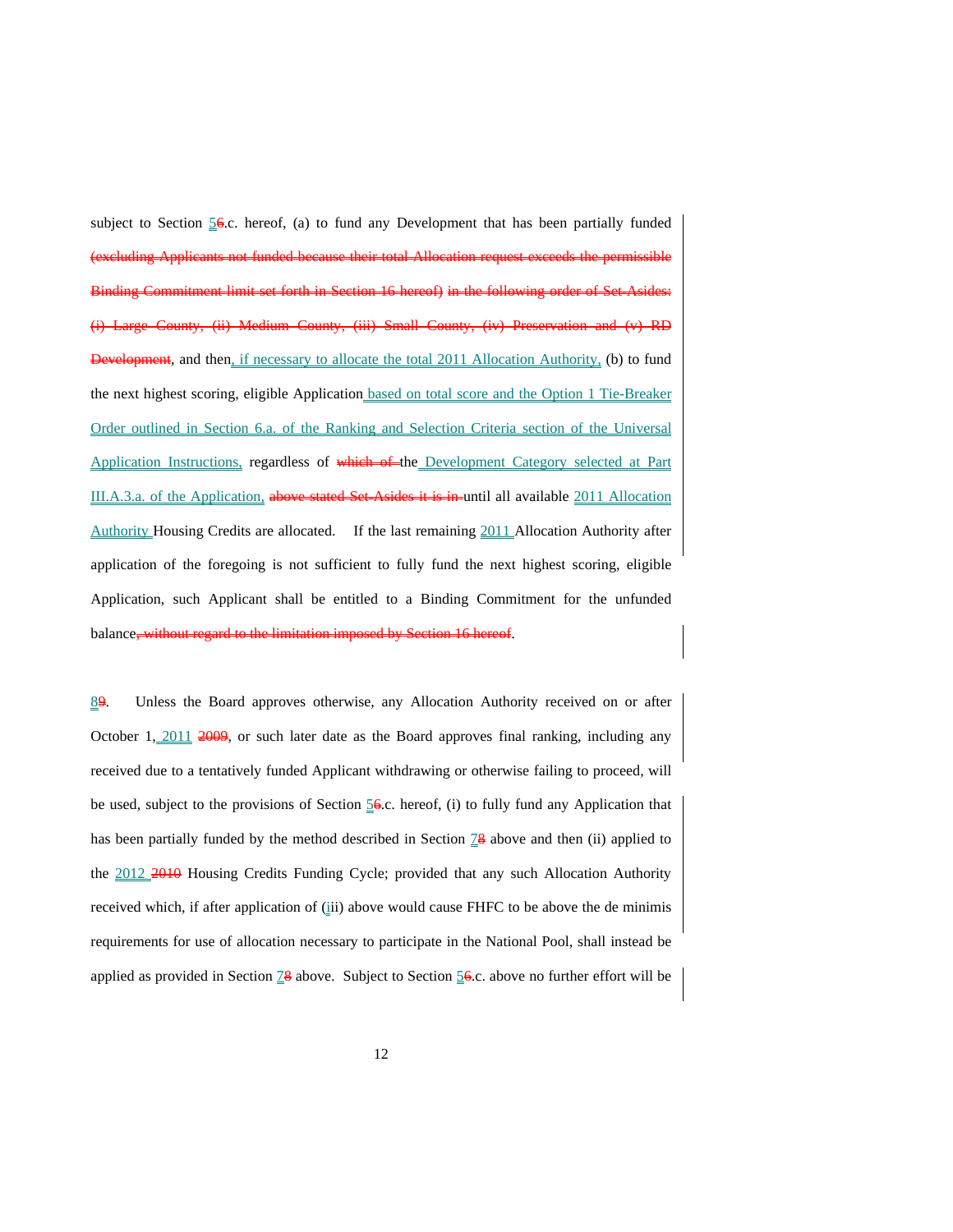subject to Section 56.c. hereof, (a) to fund any Development that has been partially funded (excluding Applicants not funded because their total Allocation request exceeds the permissible Binding Commitment limit set forth in Section 16 hereof) in the following order of Set-Asides: (i) Large County, (ii) Medium County, (iii) Small County, (iv) Preservation and (v) RD Development, and then, if necessary to allocate the total 2011 Allocation Authority, (b) to fund the next highest scoring, eligible Application based on total score and the Option 1 Tie-Breaker Order outlined in Section 6.a. of the Ranking and Selection Criteria section of the Universal Application Instructions, regardless of which of the Development Category selected at Part III.A.3.a. of the Application, above stated Set-Asides it is in until all available 2011 Allocation Authority Housing Credits are allocated. If the last remaining 2011 Allocation Authority after application of the foregoing is not sufficient to fully fund the next highest scoring, eligible Application, such Applicant shall be entitled to a Binding Commitment for the unfunded balance, without regard to the limitation imposed by Section 16 hereof.

89. Unless the Board approves otherwise, any Allocation Authority received on or after October 1, 2011 2009, or such later date as the Board approves final ranking, including any received due to a tentatively funded Applicant withdrawing or otherwise failing to proceed, will be used, subject to the provisions of Section 56.c. hereof, (i) to fully fund any Application that has been partially funded by the method described in Section 78 above and then (ii) applied to the 2012 2010 Housing Credits Funding Cycle; provided that any such Allocation Authority received which, if after application of (iii) above would cause FHFC to be above the de minimis requirements for use of allocation necessary to participate in the National Pool, shall instead be applied as provided in Section 78 above. Subject to Section 56.c. above no further effort will be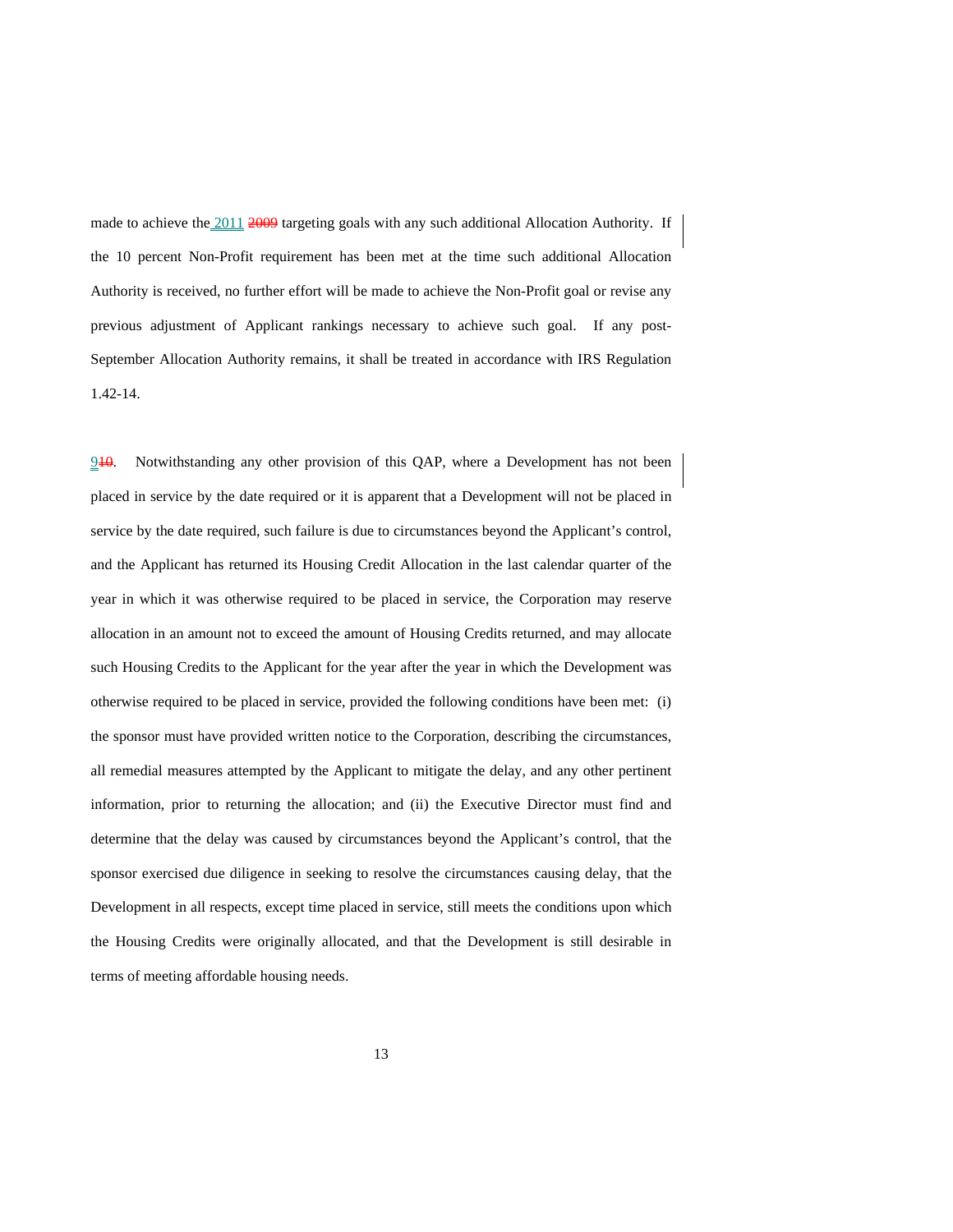made to achieve the 2011 2009 targeting goals with any such additional Allocation Authority. If the 10 percent Non-Profit requirement has been met at the time such additional Allocation Authority is received, no further effort will be made to achieve the Non-Profit goal or revise any previous adjustment of Applicant rankings necessary to achieve such goal. If any post-September Allocation Authority remains, it shall be treated in accordance with IRS Regulation 1.42-14.

910. Notwithstanding any other provision of this QAP, where a Development has not been placed in service by the date required or it is apparent that a Development will not be placed in service by the date required, such failure is due to circumstances beyond the Applicant's control, and the Applicant has returned its Housing Credit Allocation in the last calendar quarter of the year in which it was otherwise required to be placed in service, the Corporation may reserve allocation in an amount not to exceed the amount of Housing Credits returned, and may allocate such Housing Credits to the Applicant for the year after the year in which the Development was otherwise required to be placed in service, provided the following conditions have been met: (i) the sponsor must have provided written notice to the Corporation, describing the circumstances, all remedial measures attempted by the Applicant to mitigate the delay, and any other pertinent information, prior to returning the allocation; and (ii) the Executive Director must find and determine that the delay was caused by circumstances beyond the Applicant's control, that the sponsor exercised due diligence in seeking to resolve the circumstances causing delay, that the Development in all respects, except time placed in service, still meets the conditions upon which the Housing Credits were originally allocated, and that the Development is still desirable in terms of meeting affordable housing needs.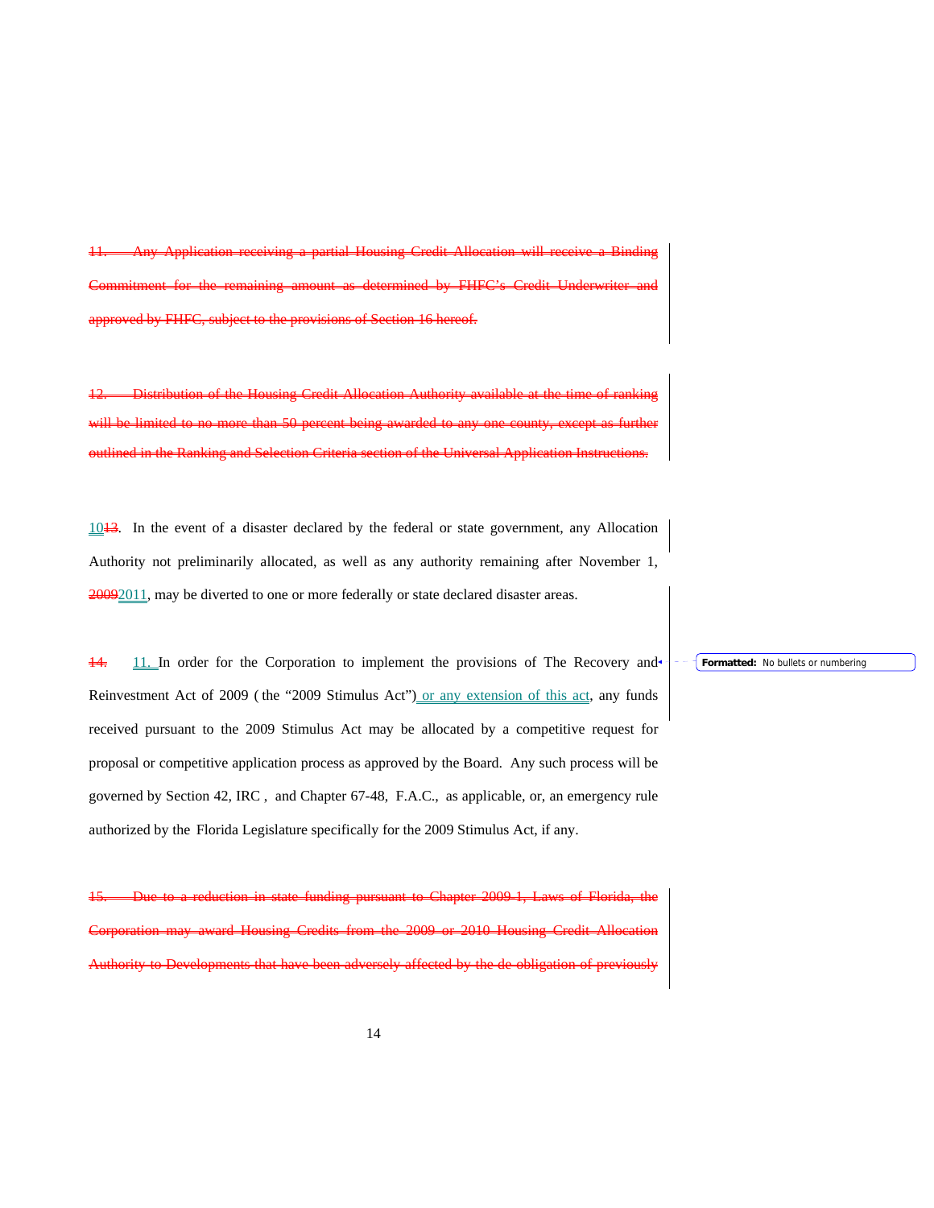~~11. Any Application receiving a partial Housing Credit Allocation will receive a Binding Commitment for the remaining amount as determined by FHFC's Credit Underwriter and approved by FHFC, subject to the provisions of Section 16 hereof.~~

~~12. Distribution of the Housing Credit Allocation Authority available at the time of ranking will be limited to no more than 50 percent being awarded to any one county, except as further outlined in the Ranking and Selection Criteria section of the Universal Application Instructions.~~

10~~13~~. In the event of a disaster declared by the federal or state government, any Allocation Authority not preliminarily allocated, as well as any authority remaining after November 1, ~~2009~~2011, may be diverted to one or more federally or state declared disaster areas.

~~14.~~ 11. In order for the Corporation to implement the provisions of The Recovery and Reinvestment Act of 2009 ( the "2009 Stimulus Act") or any extension of this act, any funds received pursuant to the 2009 Stimulus Act may be allocated by a competitive request for proposal or competitive application process as approved by the Board. Any such process will be governed by Section 42, IRC , and Chapter 67-48, F.A.C., as applicable, or, an emergency rule authorized by the Florida Legislature specifically for the 2009 Stimulus Act, if any.

~~15. Due to a reduction in state funding pursuant to Chapter 2009-1, Laws of Florida, the Corporation may award Housing Credits from the 2009 or 2010 Housing Credit Allocation Authority to Developments that have been adversely affected by the de-obligation of previously~~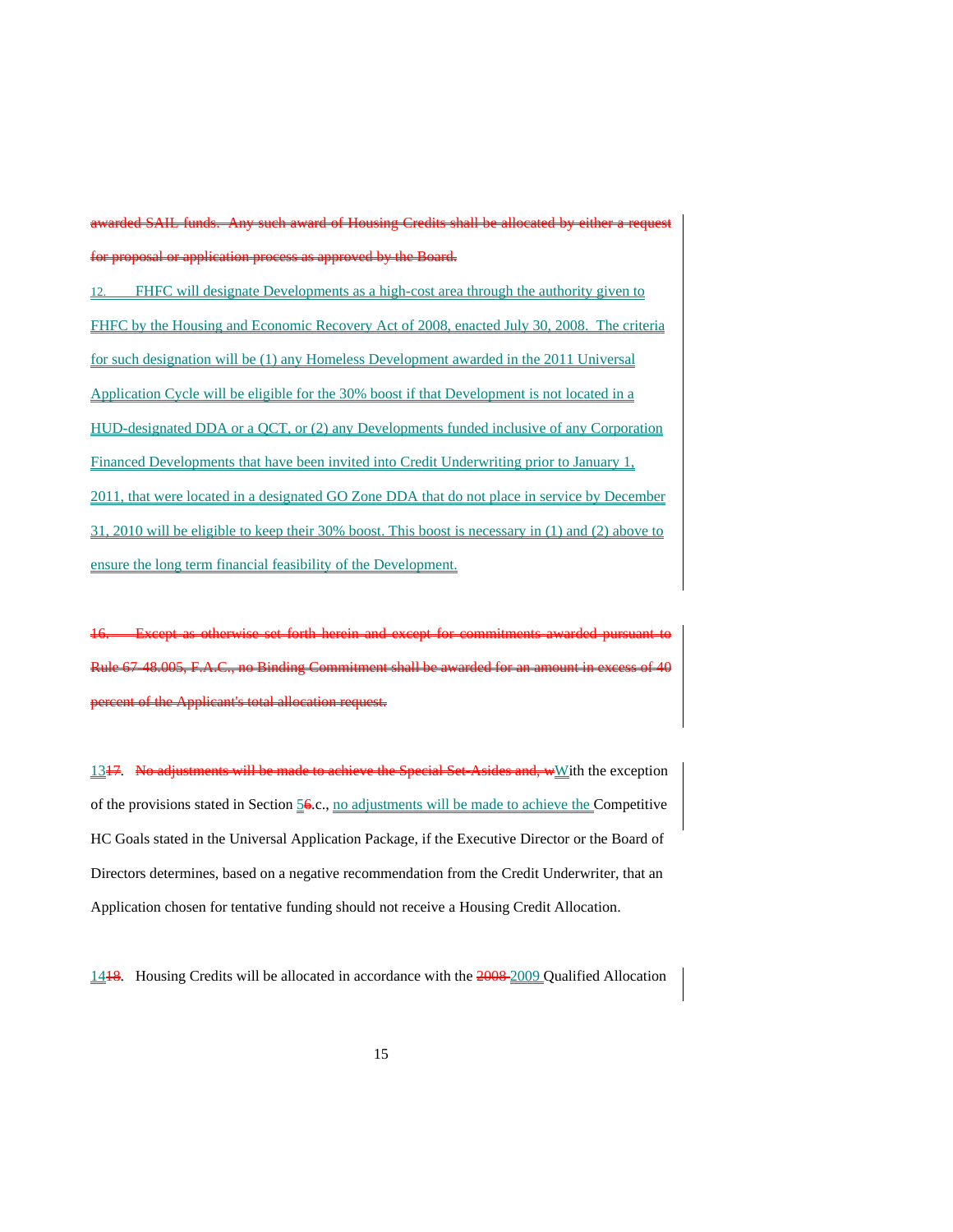~~awarded SAIL funds. Any such award of Housing Credits shall be allocated by either a request for proposal or application process as approved by the Board.~~

<u>12. FHFC will designate Developments as a high-cost area through the authority given to FHFC by the Housing and Economic Recovery Act of 2008, enacted July 30, 2008. The criteria for such designation will be (1) any Homeless Development awarded in the 2011 Universal Application Cycle will be eligible for the 30% boost if that Development is not located in a HUD-designated DDA or a QCT, or (2) any Developments funded inclusive of any Corporation Financed Developments that have been invited into Credit Underwriting prior to January 1, 2011, that were located in a designated GO Zone DDA that do not place in service by December 31, 2010 will be eligible to keep their 30% boost. This boost is necessary in (1) and (2) above to ensure the long term financial feasibility of the Development.</u>

~~16. Except as otherwise set forth herein and except for commitments awarded pursuant to Rule 67-48.005, F.A.C., no Binding Commitment shall be awarded for an amount in excess of 40 percent of the Applicant's total allocation request.~~

<u>13</u>~~17~~. ~~No adjustments will be made to achieve the Special Set-Asides and, w~~<u>W</u>ith the exception of the provisions stated in Section <u>5</u>~~6~~.c., <u>no adjustments will be made to achieve the</u> Competitive HC Goals stated in the Universal Application Package, if the Executive Director or the Board of Directors determines, based on a negative recommendation from the Credit Underwriter, that an Application chosen for tentative funding should not receive a Housing Credit Allocation.

<u>14</u>~~18~~. Housing Credits will be allocated in accordance with the ~~2008~~ <u>2009</u> Qualified Allocation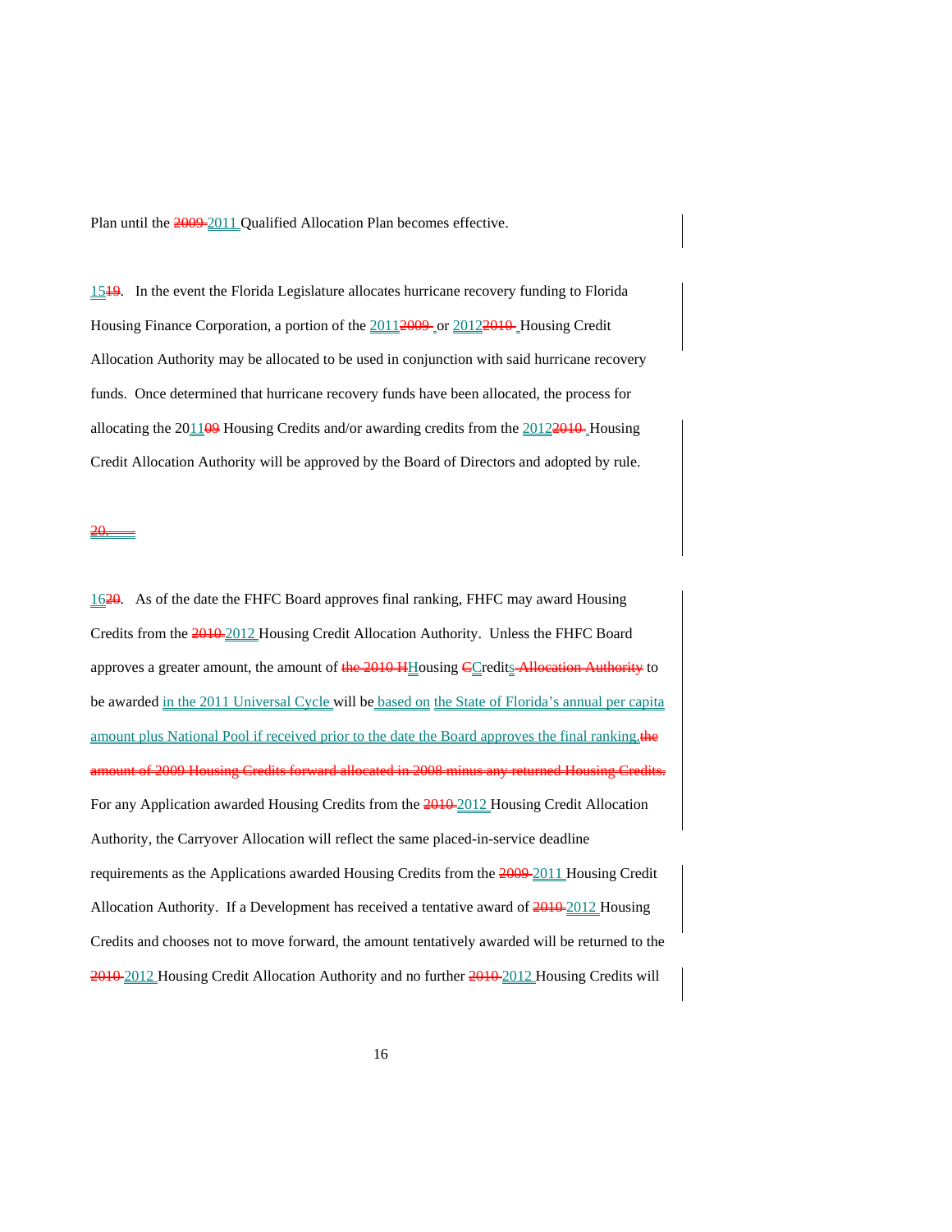Plan until the ~~2009~~ 2011 Qualified Allocation Plan becomes effective.

15~~19~~. In the event the Florida Legislature allocates hurricane recovery funding to Florida Housing Finance Corporation, a portion of the 2011~~2009~~ or 2012~~2010~~ Housing Credit Allocation Authority may be allocated to be used in conjunction with said hurricane recovery funds. Once determined that hurricane recovery funds have been allocated, the process for allocating the 2011~~09~~ Housing Credits and/or awarding credits from the 2012~~2010~~ Housing Credit Allocation Authority will be approved by the Board of Directors and adopted by rule.

~~20.~~

16~~20~~. As of the date the FHFC Board approves final ranking, FHFC may award Housing Credits from the ~~2010~~ 2012 Housing Credit Allocation Authority. Unless the FHFC Board approves a greater amount, the amount of ~~the 2010 H~~Housing ~~C~~Credits~~ Allocation Authority~~ to be awarded in the 2011 Universal Cycle will be based on the State of Florida's annual per capita amount plus National Pool if received prior to the date the Board approves the final ranking.~~the amount of 2009 Housing Credits forward allocated in 2008 minus any returned Housing Credits.~~ For any Application awarded Housing Credits from the ~~2010~~ 2012 Housing Credit Allocation Authority, the Carryover Allocation will reflect the same placed-in-service deadline requirements as the Applications awarded Housing Credits from the ~~2009~~ 2011 Housing Credit Allocation Authority. If a Development has received a tentative award of ~~2010~~ 2012 Housing Credits and chooses not to move forward, the amount tentatively awarded will be returned to the ~~2010~~ 2012 Housing Credit Allocation Authority and no further ~~2010~~ 2012 Housing Credits will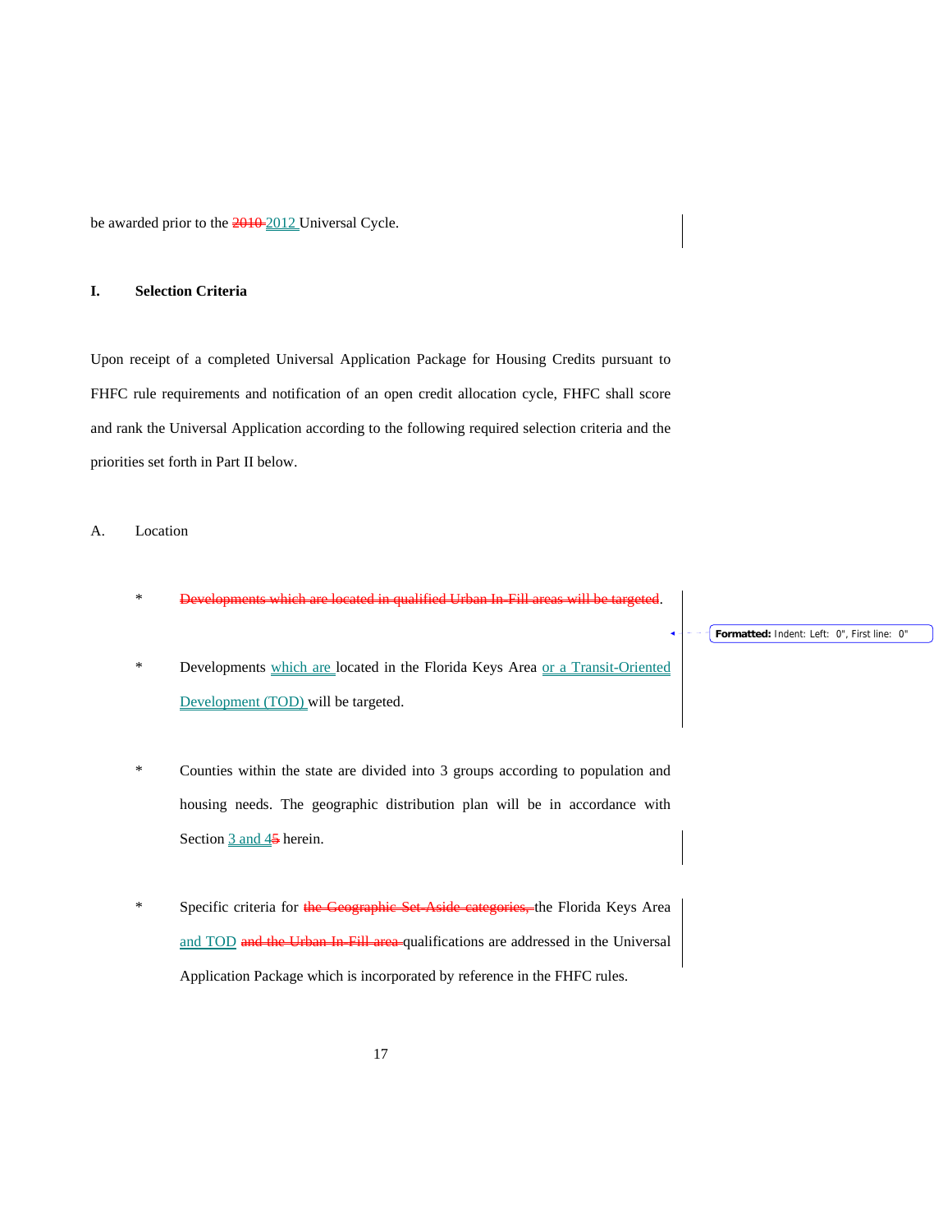be awarded prior to the ~~2010~~ 2012 Universal Cycle.

## I. Selection Criteria

Upon receipt of a completed Universal Application Package for Housing Credits pursuant to FHFC rule requirements and notification of an open credit allocation cycle, FHFC shall score and rank the Universal Application according to the following required selection criteria and the priorities set forth in Part II below.

### A. Location

* ~~Developments which are located in qualified Urban In-Fill areas will be targeted~~.

* Developments which are located in the Florida Keys Area or a Transit-Oriented Development (TOD) will be targeted.

* Counties within the state are divided into 3 groups according to population and housing needs. The geographic distribution plan will be in accordance with Section 3 and 4~~5~~ herein.

* Specific criteria for ~~the Geographic Set-Aside categories,~~ the Florida Keys Area and TOD ~~and the Urban In-Fill area~~ qualifications are addressed in the Universal Application Package which is incorporated by reference in the FHFC rules.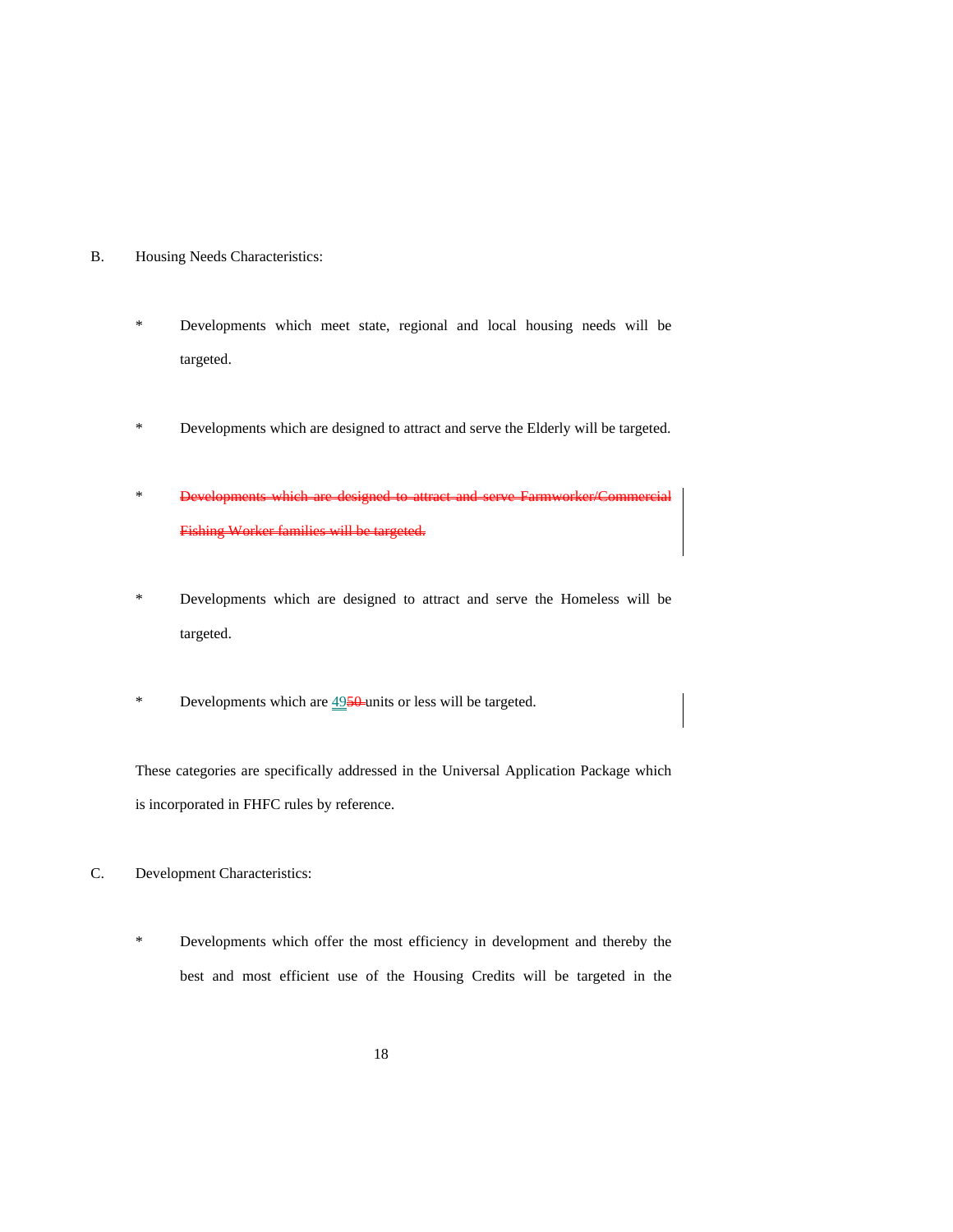B. Housing Needs Characteristics:

\* Developments which meet state, regional and local housing needs will be targeted.

\* Developments which are designed to attract and serve the Elderly will be targeted.

\* ~~Developments which are designed to attract and serve Farmworker/Commercial Fishing Worker families will be targeted.~~

\* Developments which are designed to attract and serve the Homeless will be targeted.

\* Developments which are 49~~50~~ units or less will be targeted.

These categories are specifically addressed in the Universal Application Package which is incorporated in FHFC rules by reference.

C. Development Characteristics:

\* Developments which offer the most efficiency in development and thereby the best and most efficient use of the Housing Credits will be targeted in the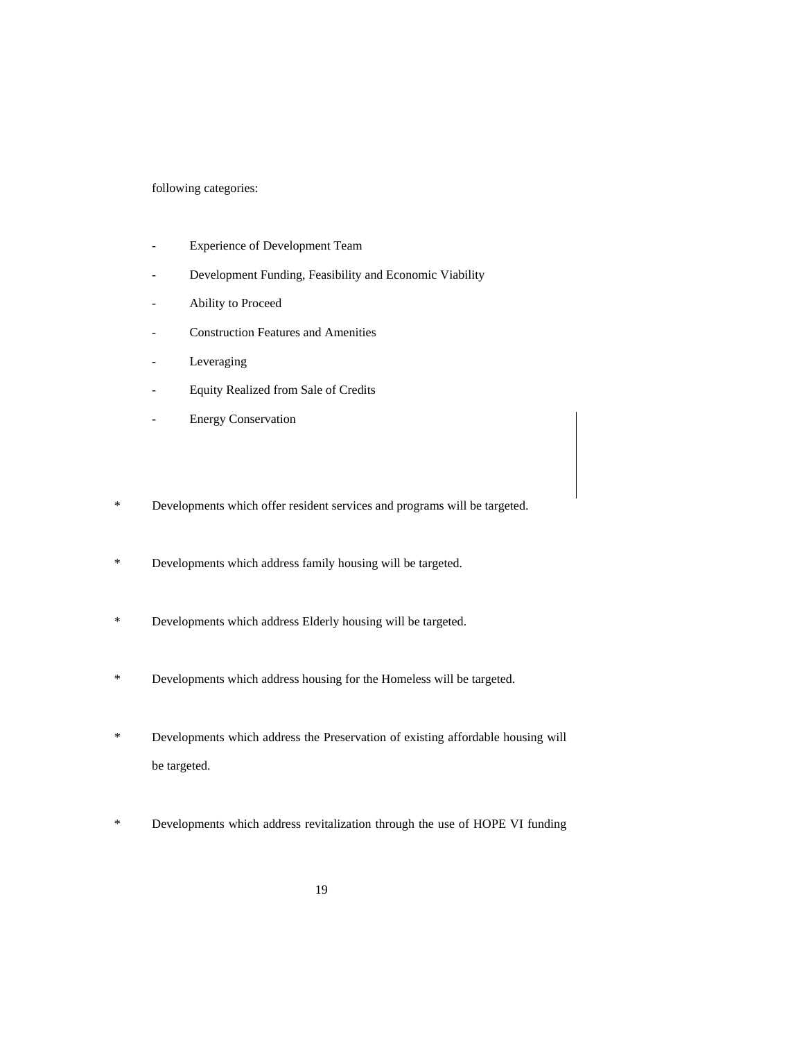following categories:

- Experience of Development Team
- Development Funding, Feasibility and Economic Viability
- Ability to Proceed
- Construction Features and Amenities
- Leveraging
- Equity Realized from Sale of Credits
- Energy Conservation

* Developments which offer resident services and programs will be targeted.

* Developments which address family housing will be targeted.

* Developments which address Elderly housing will be targeted.

* Developments which address housing for the Homeless will be targeted.

* Developments which address the Preservation of existing affordable housing will be targeted.

* Developments which address revitalization through the use of HOPE VI funding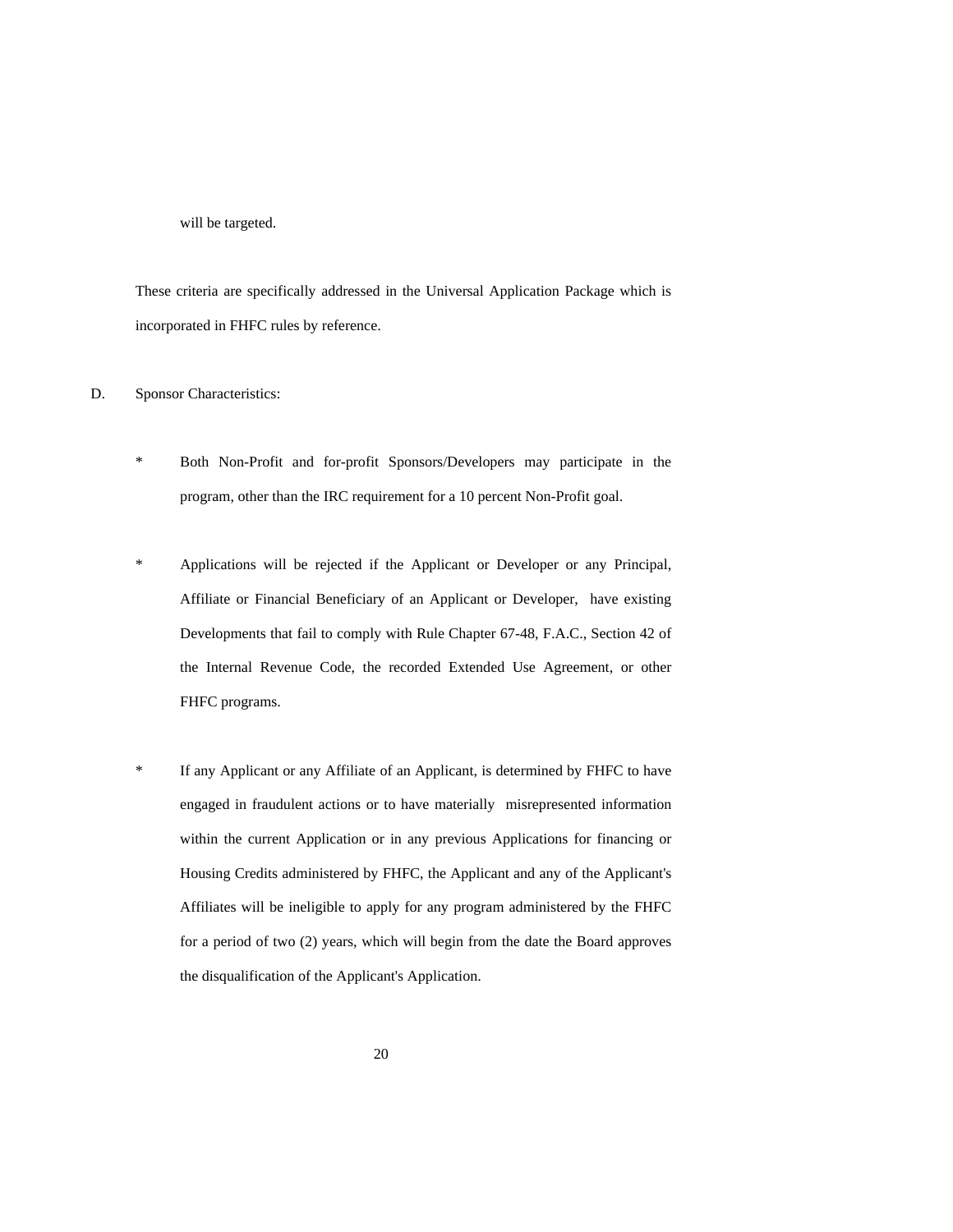will be targeted.

These criteria are specifically addressed in the Universal Application Package which is incorporated in FHFC rules by reference.

D. Sponsor Characteristics:

* Both Non-Profit and for-profit Sponsors/Developers may participate in the program, other than the IRC requirement for a 10 percent Non-Profit goal.

* Applications will be rejected if the Applicant or Developer or any Principal, Affiliate or Financial Beneficiary of an Applicant or Developer, have existing Developments that fail to comply with Rule Chapter 67-48, F.A.C., Section 42 of the Internal Revenue Code, the recorded Extended Use Agreement, or other FHFC programs.

* If any Applicant or any Affiliate of an Applicant, is determined by FHFC to have engaged in fraudulent actions or to have materially misrepresented information within the current Application or in any previous Applications for financing or Housing Credits administered by FHFC, the Applicant and any of the Applicant's Affiliates will be ineligible to apply for any program administered by the FHFC for a period of two (2) years, which will begin from the date the Board approves the disqualification of the Applicant's Application.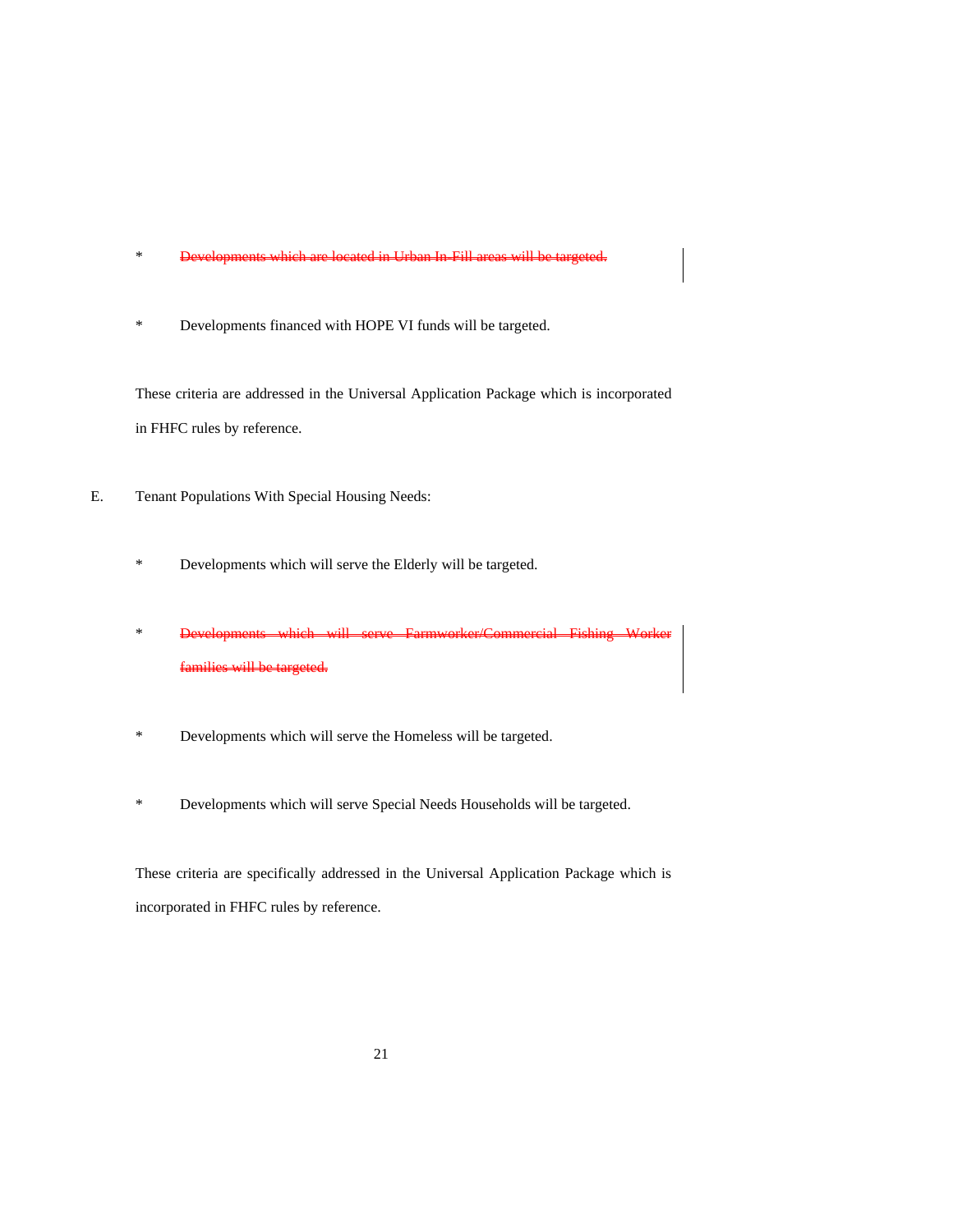* ~~Developments which are located in Urban In-Fill areas will be targeted.~~

* Developments financed with HOPE VI funds will be targeted.

These criteria are addressed in the Universal Application Package which is incorporated in FHFC rules by reference.

E. Tenant Populations With Special Housing Needs:

* Developments which will serve the Elderly will be targeted.

* ~~Developments which will serve Farmworker/Commercial Fishing Worker families will be targeted.~~

* Developments which will serve the Homeless will be targeted.

* Developments which will serve Special Needs Households will be targeted.

These criteria are specifically addressed in the Universal Application Package which is incorporated in FHFC rules by reference.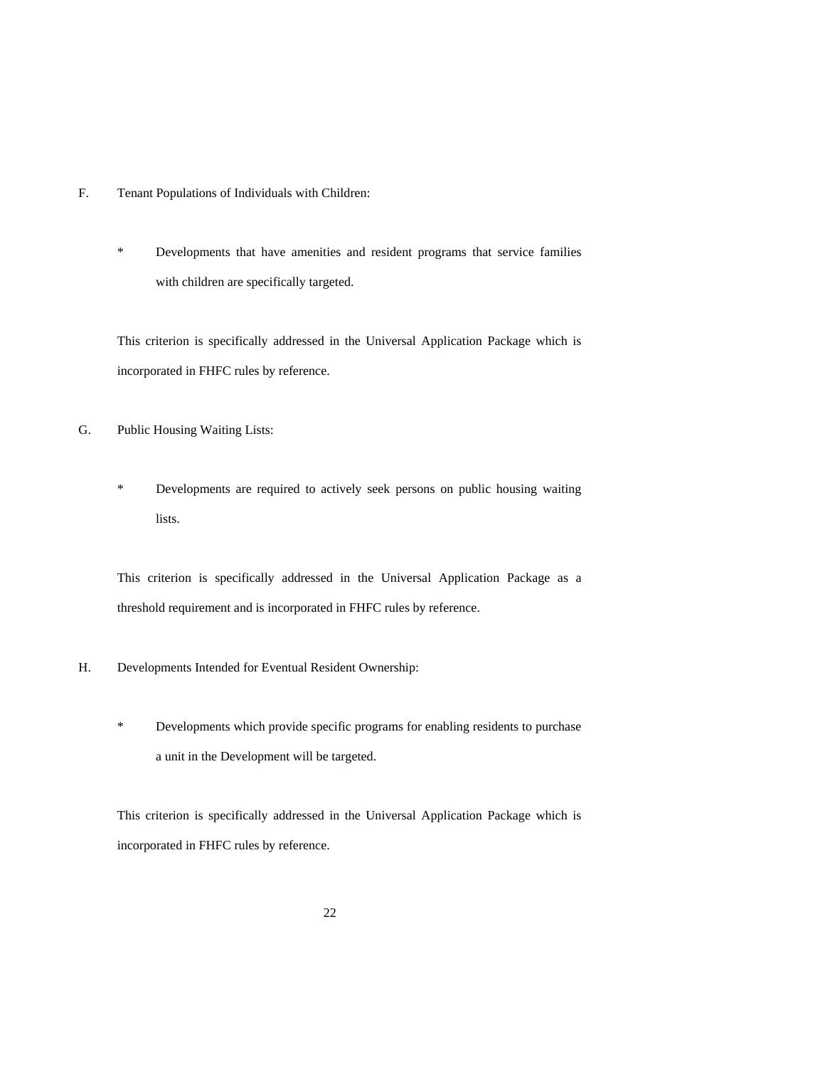F. Tenant Populations of Individuals with Children:

- * Developments that have amenities and resident programs that service families with children are specifically targeted.

This criterion is specifically addressed in the Universal Application Package which is incorporated in FHFC rules by reference.

G. Public Housing Waiting Lists:

- * Developments are required to actively seek persons on public housing waiting lists.

This criterion is specifically addressed in the Universal Application Package as a threshold requirement and is incorporated in FHFC rules by reference.

H. Developments Intended for Eventual Resident Ownership:

- * Developments which provide specific programs for enabling residents to purchase a unit in the Development will be targeted.

This criterion is specifically addressed in the Universal Application Package which is incorporated in FHFC rules by reference.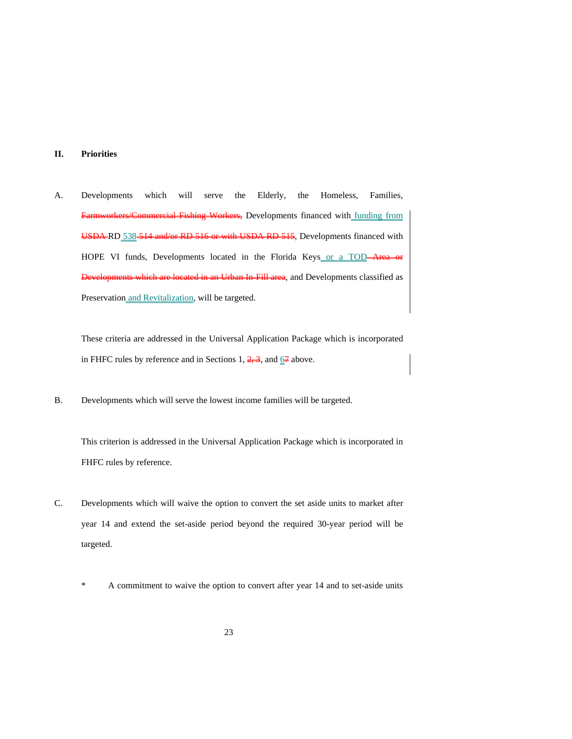## II. Priorities

A. Developments which will serve the Elderly, the Homeless, Families, ~~Farmworkers/Commercial Fishing Workers,~~ Developments financed with funding from ~~USDA~~ RD 538 ~~514 and/or RD 516 or with USDA RD 515~~, Developments financed with HOPE VI funds, Developments located in the Florida Keys or a TOD ~~Area or Developments which are located in an Urban In-Fill area~~, and Developments classified as Preservation and Revitalization, will be targeted.

These criteria are addressed in the Universal Application Package which is incorporated in FHFC rules by reference and in Sections 1, ~~2, 3~~, and 6~~7~~ above.

B. Developments which will serve the lowest income families will be targeted.

This criterion is addressed in the Universal Application Package which is incorporated in FHFC rules by reference.

C. Developments which will waive the option to convert the set aside units to market after year 14 and extend the set-aside period beyond the required 30-year period will be targeted.

\* A commitment to waive the option to convert after year 14 and to set-aside units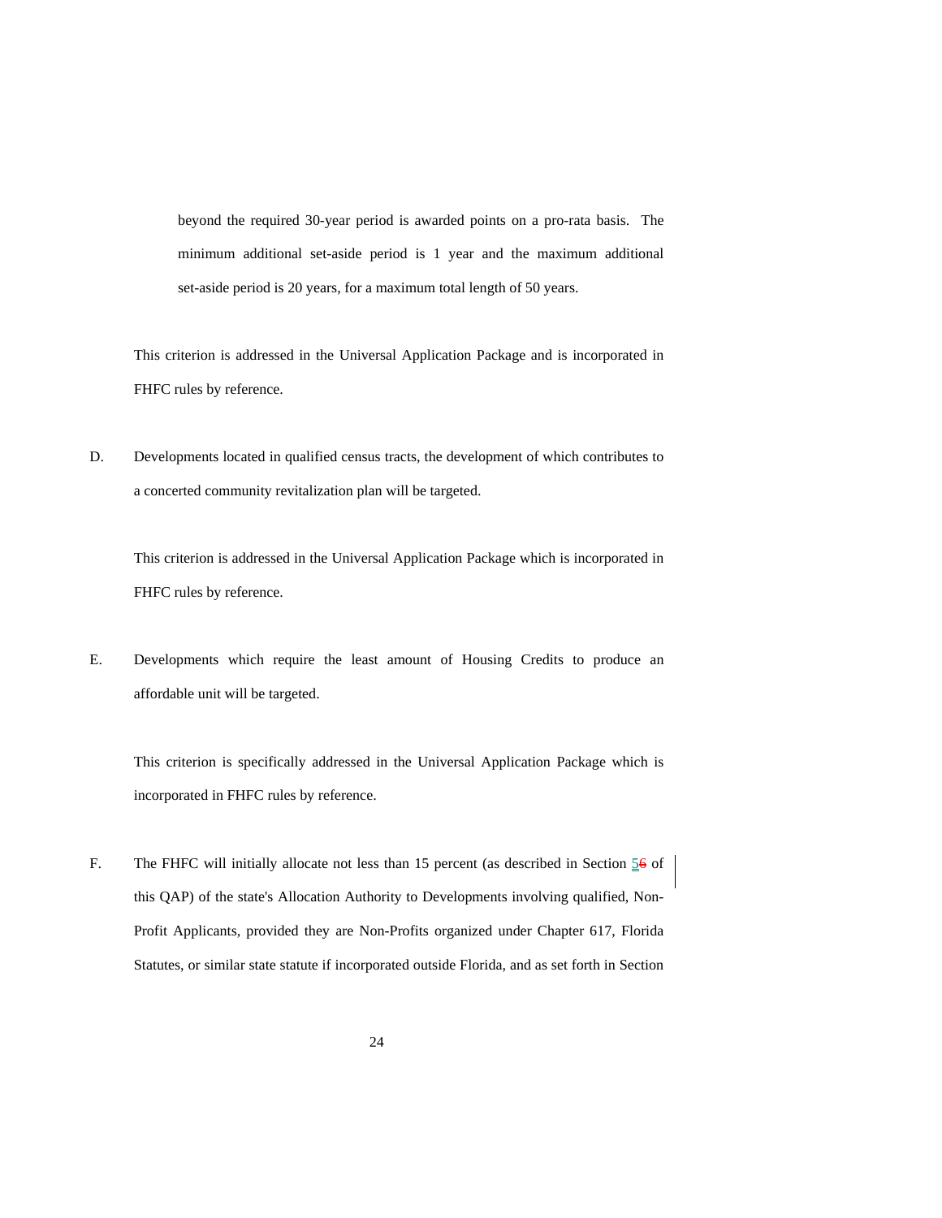beyond the required 30-year period is awarded points on a pro-rata basis. The minimum additional set-aside period is 1 year and the maximum additional set-aside period is 20 years, for a maximum total length of 50 years.

This criterion is addressed in the Universal Application Package and is incorporated in FHFC rules by reference.

D. Developments located in qualified census tracts, the development of which contributes to a concerted community revitalization plan will be targeted.

This criterion is addressed in the Universal Application Package which is incorporated in FHFC rules by reference.

E. Developments which require the least amount of Housing Credits to produce an affordable unit will be targeted.

This criterion is specifically addressed in the Universal Application Package which is incorporated in FHFC rules by reference.

F. The FHFC will initially allocate not less than 15 percent (as described in Section 56 of this QAP) of the state's Allocation Authority to Developments involving qualified, Non-Profit Applicants, provided they are Non-Profits organized under Chapter 617, Florida Statutes, or similar state statute if incorporated outside Florida, and as set forth in Section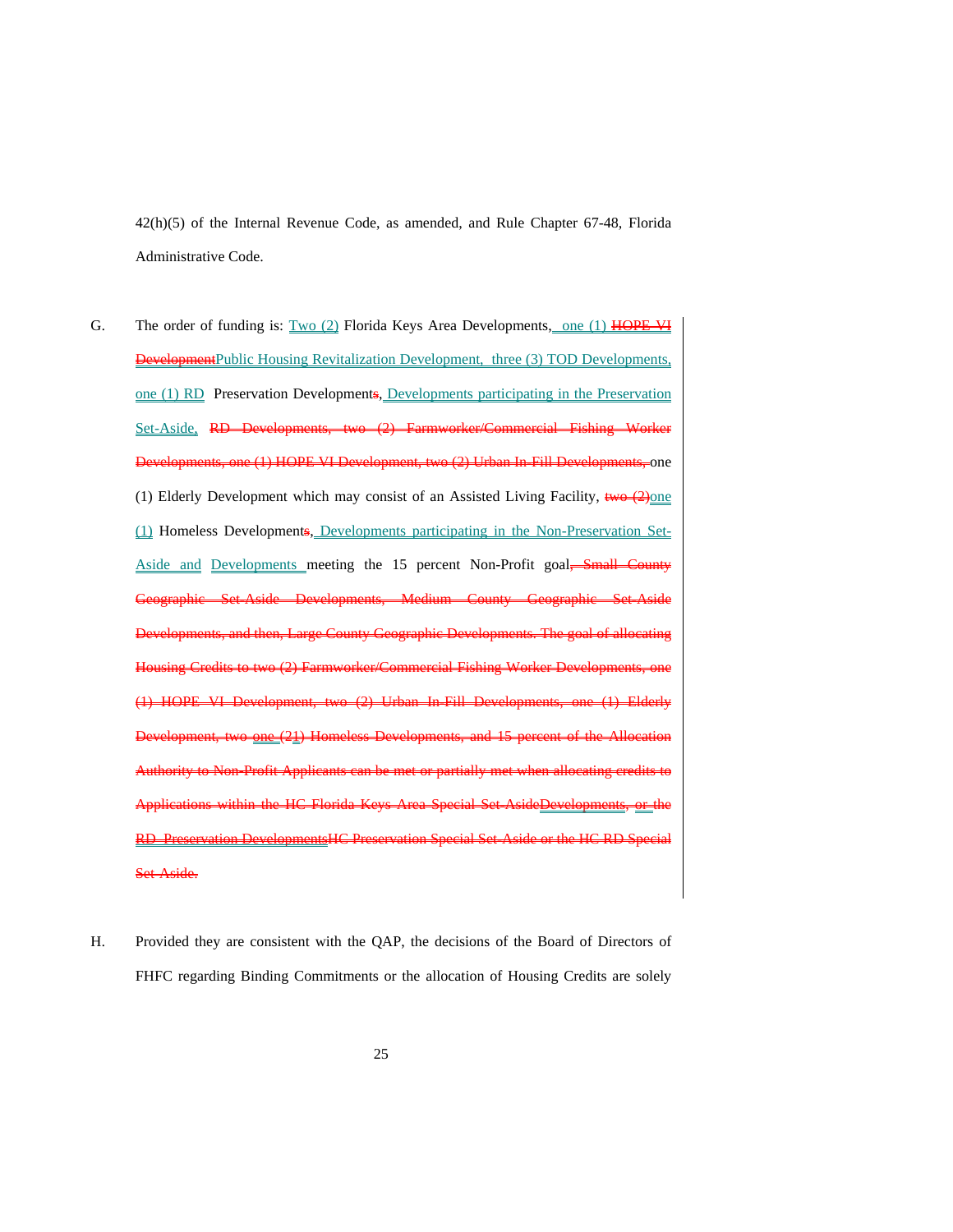42(h)(5) of the Internal Revenue Code, as amended, and Rule Chapter 67-48, Florida Administrative Code.

G. The order of funding is: Two (2) Florida Keys Area Developments, one (1) ~~HOPE VI Development~~Public Housing Revitalization Development, three (3) TOD Developments, one (1) RD Preservation Development~~s~~, Developments participating in the Preservation Set-Aside, ~~RD Developments, two (2) Farmworker/Commercial Fishing Worker Developments, one (1) HOPE VI Development, two (2) Urban In-Fill Developments,~~ one (1) Elderly Development which may consist of an Assisted Living Facility, ~~two (2)~~one (1) Homeless Development~~s~~, Developments participating in the Non-Preservation Set-Aside and Developments meeting the 15 percent Non-Profit goal~~, Small County Geographic Set-Aside Developments, Medium County Geographic Set-Aside Developments, and then, Large County Geographic Developments. The goal of allocating Housing Credits to two (2) Farmworker/Commercial Fishing Worker Developments, one (1) HOPE VI Development, two (2) Urban In-Fill Developments, one (1) Elderly Development, two one (21) Homeless Developments, and 15 percent of the Allocation Authority to Non-Profit Applicants can be met or partially met when allocating credits to Applications within the HC Florida Keys Area Special Set-AsideDevelopments, or the RD Preservation DevelopmentsHC Preservation Special Set-Aside or the HC RD Special Set-Aside.~~

H. Provided they are consistent with the QAP, the decisions of the Board of Directors of FHFC regarding Binding Commitments or the allocation of Housing Credits are solely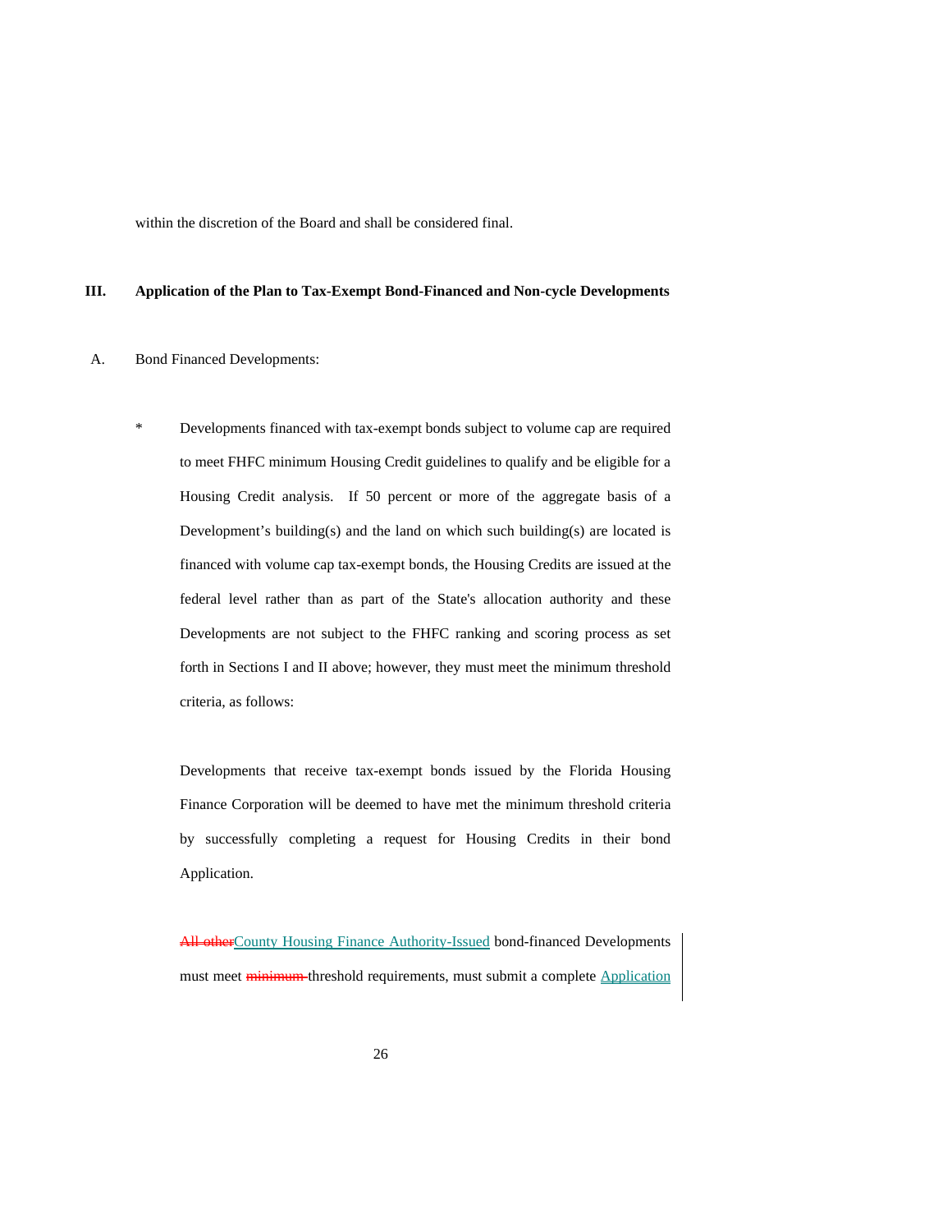within the discretion of the Board and shall be considered final.

**III. Application of the Plan to Tax-Exempt Bond-Financed and Non-cycle Developments**

A. Bond Financed Developments:

\* Developments financed with tax-exempt bonds subject to volume cap are required to meet FHFC minimum Housing Credit guidelines to qualify and be eligible for a Housing Credit analysis. If 50 percent or more of the aggregate basis of a Development's building(s) and the land on which such building(s) are located is financed with volume cap tax-exempt bonds, the Housing Credits are issued at the federal level rather than as part of the State's allocation authority and these Developments are not subject to the FHFC ranking and scoring process as set forth in Sections I and II above; however, they must meet the minimum threshold criteria, as follows:

Developments that receive tax-exempt bonds issued by the Florida Housing Finance Corporation will be deemed to have met the minimum threshold criteria by successfully completing a request for Housing Credits in their bond Application.

~~All other~~County Housing Finance Authority-Issued bond-financed Developments must meet ~~minimum~~ threshold requirements, must submit a complete Application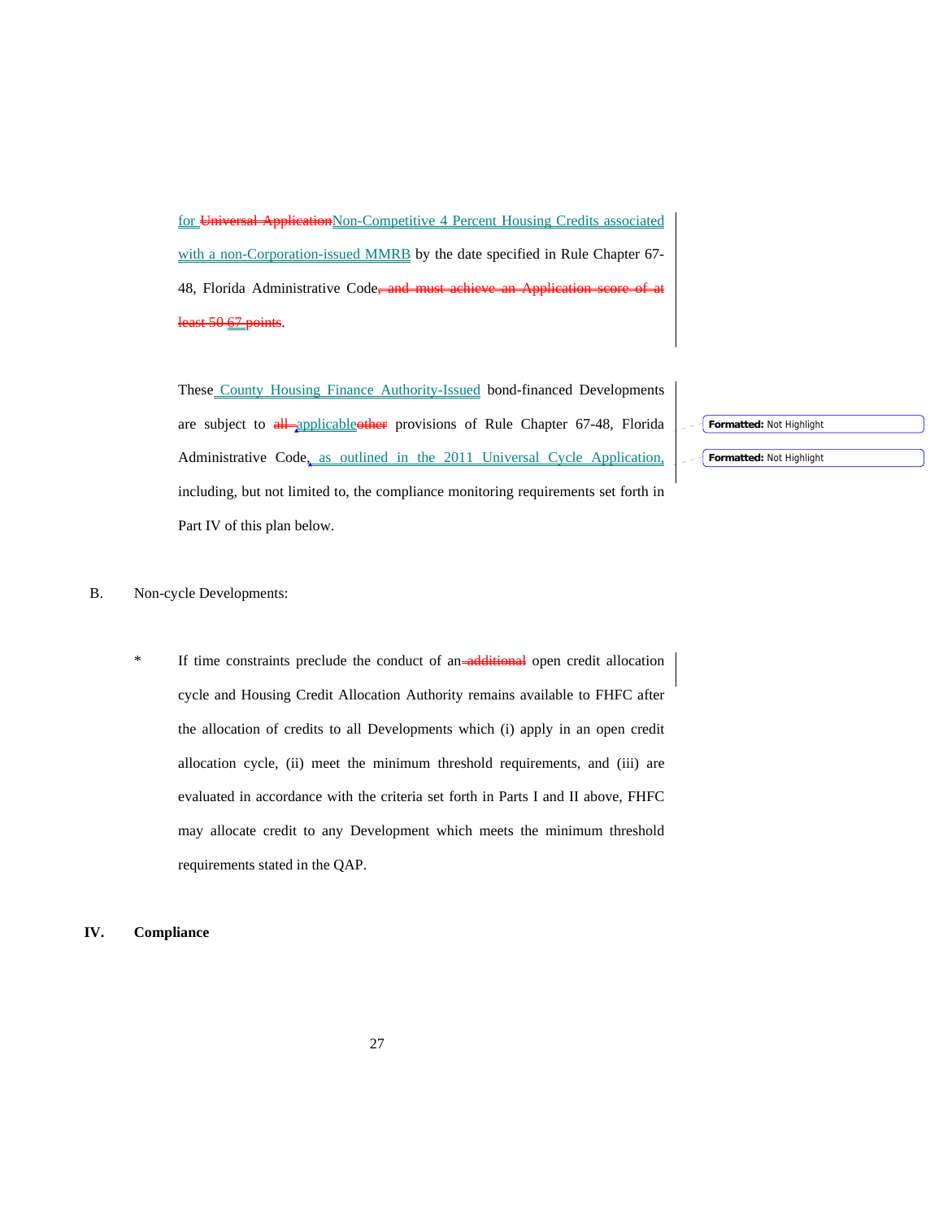for ~~Universal Application~~Non-Competitive 4 Percent Housing Credits associated with a non-Corporation-issued MMRB by the date specified in Rule Chapter 67-48, Florida Administrative Code~~, and must achieve an Application score of at least 50 67 points~~.

These County Housing Finance Authority-Issued bond-financed Developments are subject to ~~all~~ applicable~~other~~ provisions of Rule Chapter 67-48, Florida Administrative Code, as outlined in the 2011 Universal Cycle Application, including, but not limited to, the compliance monitoring requirements set forth in Part IV of this plan below.

B. Non-cycle Developments:

* If time constraints preclude the conduct of an ~~additional~~ open credit allocation cycle and Housing Credit Allocation Authority remains available to FHFC after the allocation of credits to all Developments which (i) apply in an open credit allocation cycle, (ii) meet the minimum threshold requirements, and (iii) are evaluated in accordance with the criteria set forth in Parts I and II above, FHFC may allocate credit to any Development which meets the minimum threshold requirements stated in the QAP.

**IV. Compliance**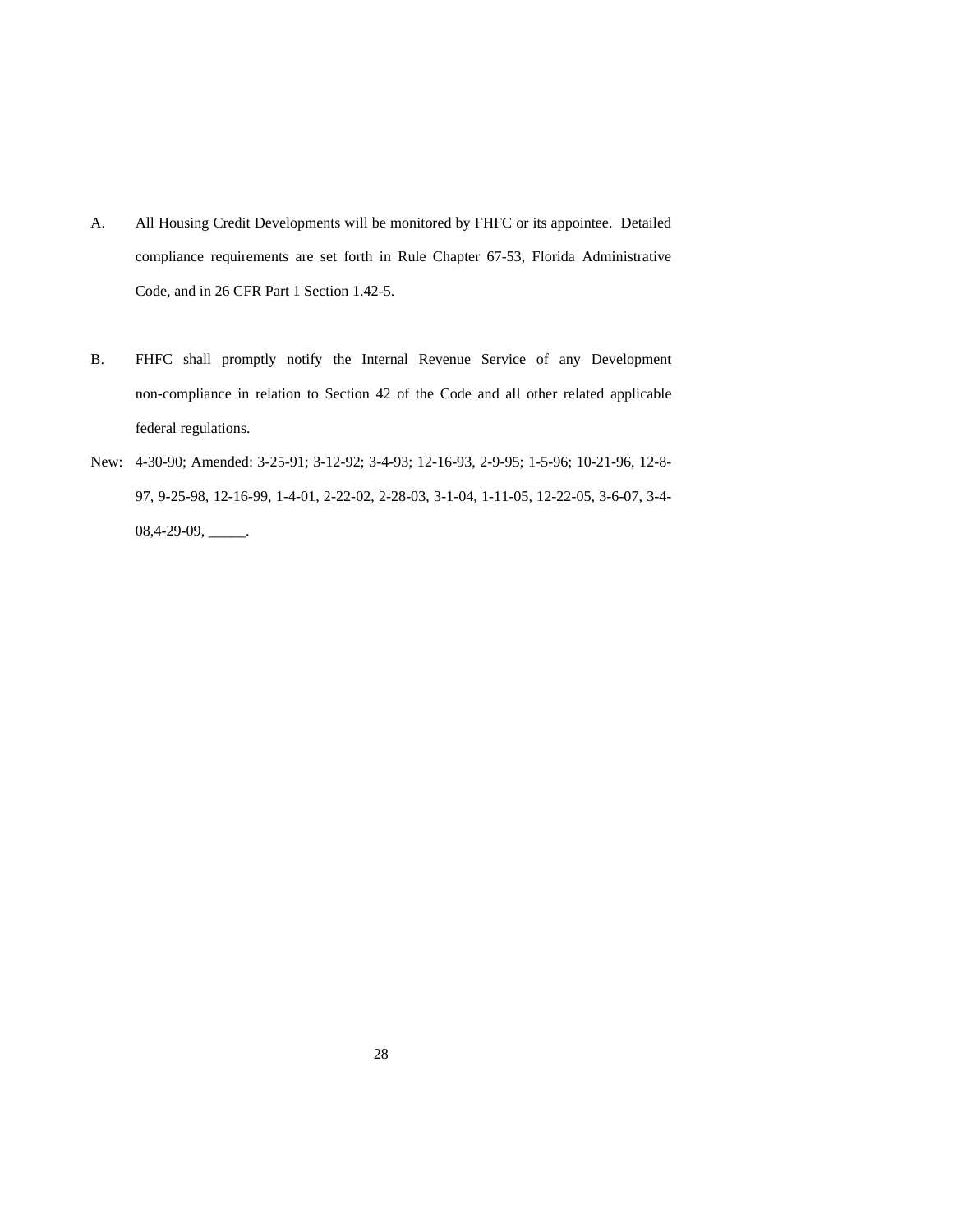A. All Housing Credit Developments will be monitored by FHFC or its appointee. Detailed compliance requirements are set forth in Rule Chapter 67-53, Florida Administrative Code, and in 26 CFR Part 1 Section 1.42-5.

B. FHFC shall promptly notify the Internal Revenue Service of any Development non-compliance in relation to Section 42 of the Code and all other related applicable federal regulations.

New: 4-30-90; Amended: 3-25-91; 3-12-92; 3-4-93; 12-16-93, 2-9-95; 1-5-96; 10-21-96, 12-8-97, 9-25-98, 12-16-99, 1-4-01, 2-22-02, 2-28-03, 3-1-04, 1-11-05, 12-22-05, 3-6-07, 3-4-08,4-29-09, _____.